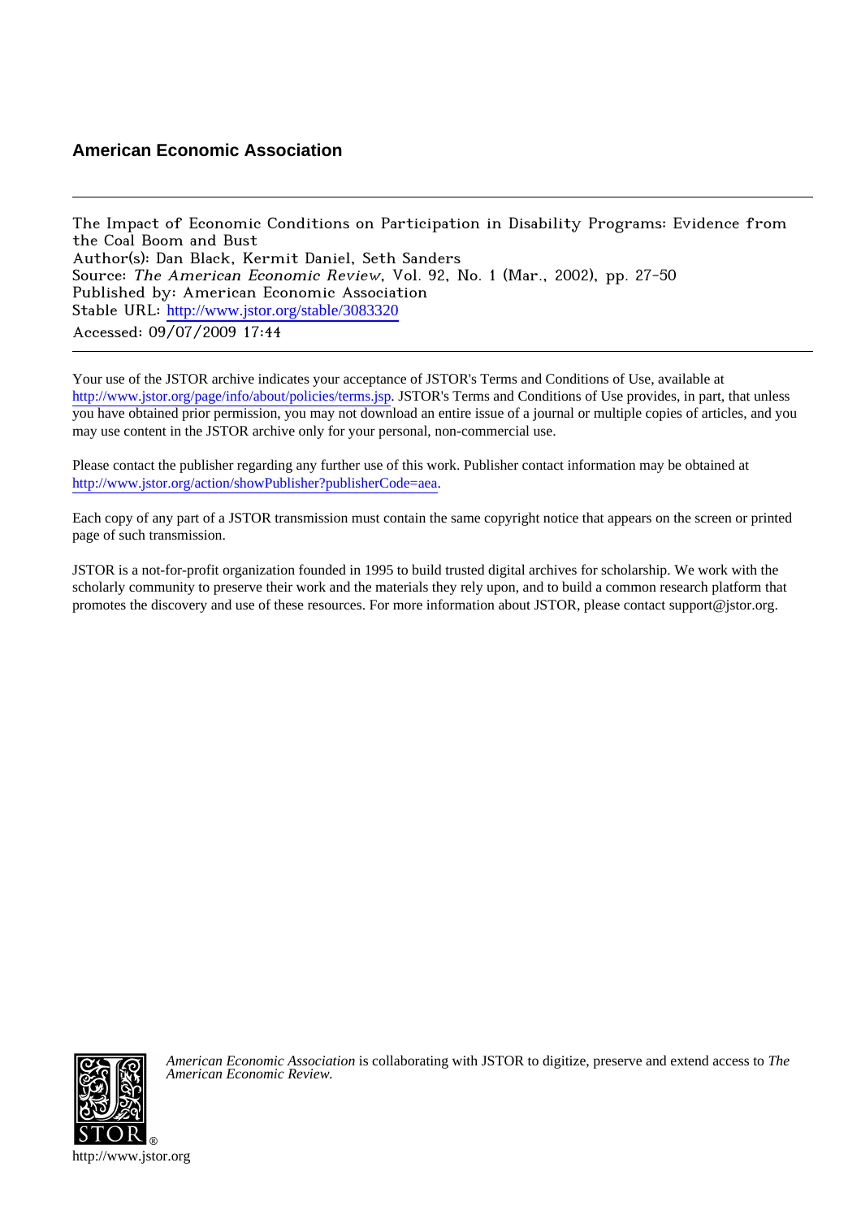## American Economic Association

The Impact of Economic Conditions on Participation in Disability Programs: Evidence from the Coal Boom and Bust
Author(s): Dan Black, Kermit Daniel, Seth Sanders
Source: *The American Economic Review*, Vol. 92, No. 1 (Mar., 2002), pp. 27-50
Published by: American Economic Association
Stable URL: http://www.jstor.org/stable/3083320
Accessed: 09/07/2009 17:44

---

Your use of the JSTOR archive indicates your acceptance of JSTOR's Terms and Conditions of Use, available at http://www.jstor.org/page/info/about/policies/terms.jsp. JSTOR's Terms and Conditions of Use provides, in part, that unless you have obtained prior permission, you may not download an entire issue of a journal or multiple copies of articles, and you may use content in the JSTOR archive only for your personal, non-commercial use.

Please contact the publisher regarding any further use of this work. Publisher contact information may be obtained at http://www.jstor.org/action/showPublisher?publisherCode=aea.

Each copy of any part of a JSTOR transmission must contain the same copyright notice that appears on the screen or printed page of such transmission.

JSTOR is a not-for-profit organization founded in 1995 to build trusted digital archives for scholarship. We work with the scholarly community to preserve their work and the materials they rely upon, and to build a common research platform that promotes the discovery and use of these resources. For more information about JSTOR, please contact support@jstor.org.

*American Economic Association* is collaborating with JSTOR to digitize, preserve and extend access to *The American Economic Review.*

http://www.jstor.org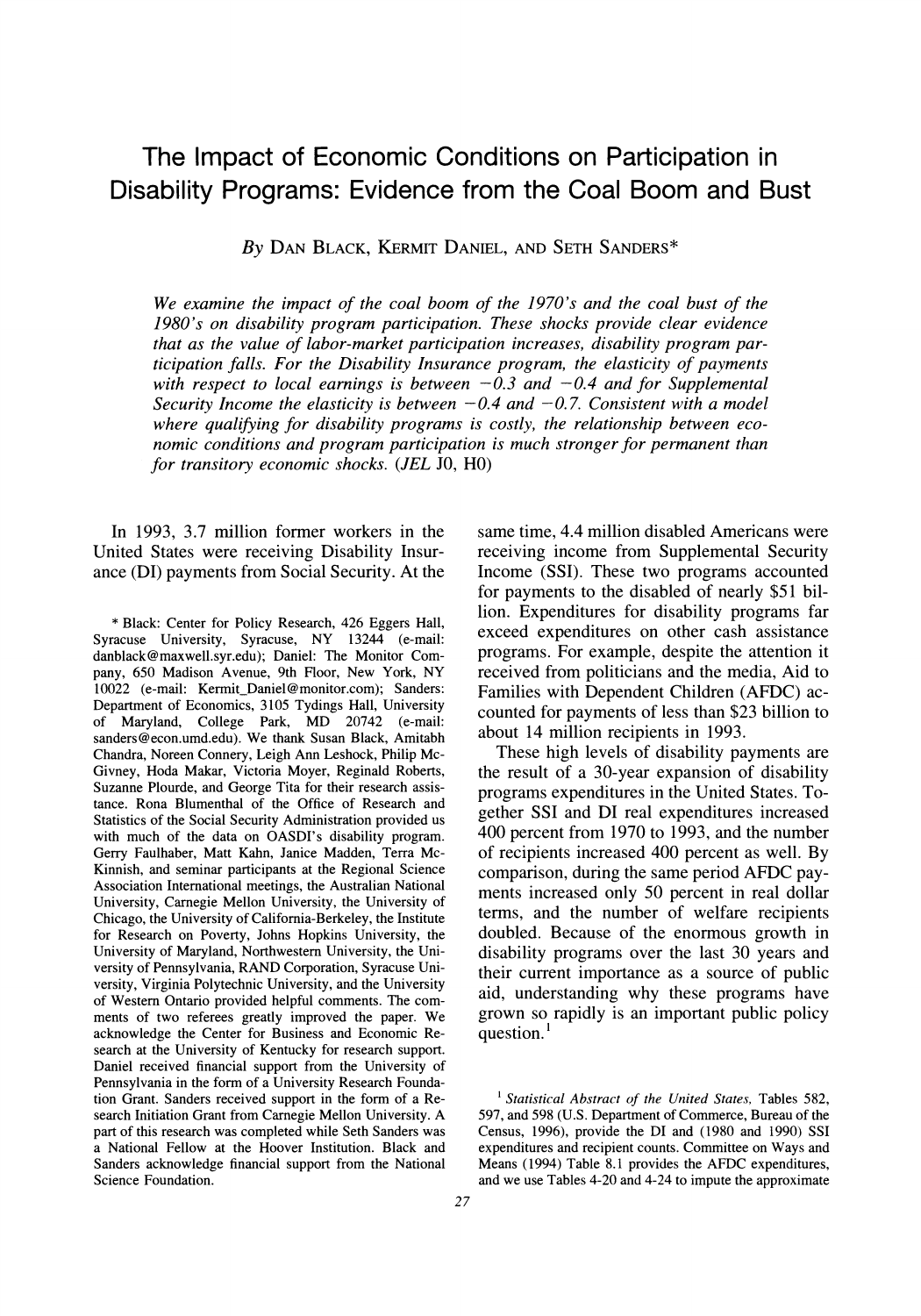# The Impact of Economic Conditions on Participation in Disability Programs: Evidence from the Coal Boom and Bust

*By* DAN BLACK, KERMIT DANIEL, AND SETH SANDERS*

*We examine the impact of the coal boom of the 1970's and the coal bust of the 1980's on disability program participation. These shocks provide clear evidence that as the value of labor-market participation increases, disability program participation falls. For the Disability Insurance program, the elasticity of payments with respect to local earnings is between −0.3 and −0.4 and for Supplemental Security Income the elasticity is between −0.4 and −0.7. Consistent with a model where qualifying for disability programs is costly, the relationship between economic conditions and program participation is much stronger for permanent than for transitory economic shocks.* (*JEL* J0, H0)

In 1993, 3.7 million former workers in the United States were receiving Disability Insurance (DI) payments from Social Security. At the same time, 4.4 million disabled Americans were receiving income from Supplemental Security Income (SSI). These two programs accounted for payments to the disabled of nearly $51 billion. Expenditures for disability programs far exceed expenditures on other cash assistance programs. For example, despite the attention it received from politicians and the media, Aid to Families with Dependent Children (AFDC) accounted for payments of less than $23 billion to about 14 million recipients in 1993.

These high levels of disability payments are the result of a 30-year expansion of disability programs expenditures in the United States. Together SSI and DI real expenditures increased 400 percent from 1970 to 1993, and the number of recipients increased 400 percent as well. By comparison, during the same period AFDC payments increased only 50 percent in real dollar terms, and the number of welfare recipients doubled. Because of the enormous growth in disability programs over the last 30 years and their current importance as a source of public aid, understanding why these programs have grown so rapidly is an important public policy question.[1]

* Black: Center for Policy Research, 426 Eggers Hall, Syracuse University, Syracuse, NY 13244 (e-mail: danblack@maxwell.syr.edu); Daniel: The Monitor Company, 650 Madison Avenue, 9th Floor, New York, NY 10022 (e-mail: Kermit_Daniel@monitor.com); Sanders: Department of Economics, 3105 Tydings Hall, University of Maryland, College Park, MD 20742 (e-mail: sanders@econ.umd.edu). We thank Susan Black, Amitabh Chandra, Noreen Connery, Leigh Ann Leshock, Philip McGivney, Hoda Makar, Victoria Moyer, Reginald Roberts, Suzanne Plourde, and George Tita for their research assistance. Rona Blumenthal of the Office of Research and Statistics of the Social Security Administration provided us with much of the data on OASDI's disability program. Gerry Faulhaber, Matt Kahn, Janice Madden, Terra McKinnish, and seminar participants at the Regional Science Association International meetings, the Australian National University, Carnegie Mellon University, the University of Chicago, the University of California-Berkeley, the Institute for Research on Poverty, Johns Hopkins University, the University of Maryland, Northwestern University, the University of Pennsylvania, RAND Corporation, Syracuse University, Virginia Polytechnic University, and the University of Western Ontario provided helpful comments. The comments of two referees greatly improved the paper. We acknowledge the Center for Business and Economic Research at the University of Kentucky for research support. Daniel received financial support from the University of Pennsylvania in the form of a University Research Foundation Grant. Sanders received support in the form of a Research Initiation Grant from Carnegie Mellon University. A part of this research was completed while Seth Sanders was a National Fellow at the Hoover Institution. Black and Sanders acknowledge financial support from the National Science Foundation.

[1] *Statistical Abstract of the United States,* Tables 582, 597, and 598 (U.S. Department of Commerce, Bureau of the Census, 1996), provide the DI and (1980 and 1990) SSI expenditures and recipient counts. Committee on Ways and Means (1994) Table 8.1 provides the AFDC expenditures, and we use Tables 4-20 and 4-24 to impute the approximate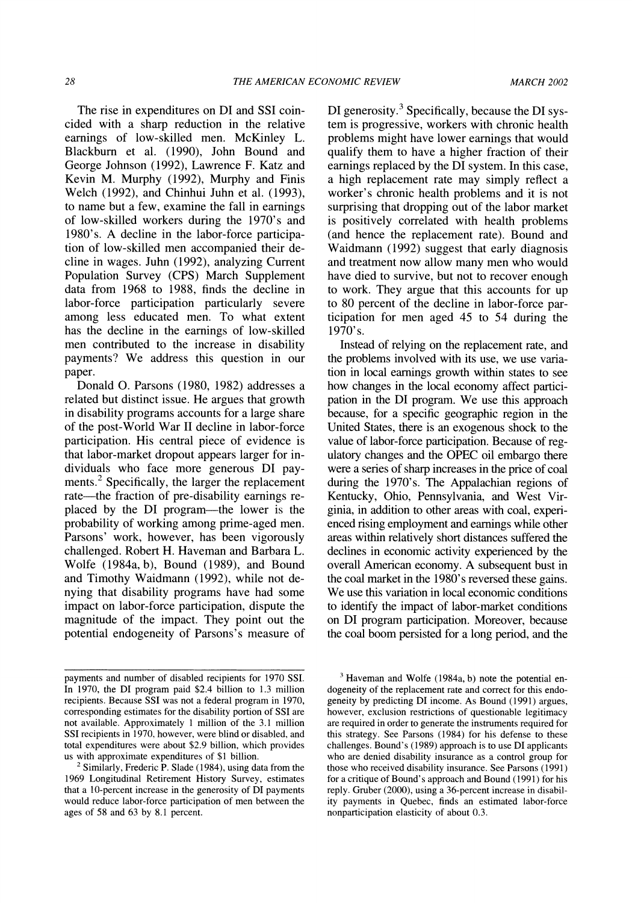The rise in expenditures on DI and SSI coincided with a sharp reduction in the relative earnings of low-skilled men. McKinley L. Blackburn et al. (1990), John Bound and George Johnson (1992), Lawrence F. Katz and Kevin M. Murphy (1992), Murphy and Finis Welch (1992), and Chinhui Juhn et al. (1993), to name but a few, examine the fall in earnings of low-skilled workers during the 1970's and 1980's. A decline in the labor-force participation of low-skilled men accompanied their decline in wages. Juhn (1992), analyzing Current Population Survey (CPS) March Supplement data from 1968 to 1988, finds the decline in labor-force participation particularly severe among less educated men. To what extent has the decline in the earnings of low-skilled men contributed to the increase in disability payments? We address this question in our paper.

Donald O. Parsons (1980, 1982) addresses a related but distinct issue. He argues that growth in disability programs accounts for a large share of the post-World War II decline in labor-force participation. His central piece of evidence is that labor-market dropout appears larger for individuals who face more generous DI payments.[2] Specifically, the larger the replacement rate—the fraction of pre-disability earnings replaced by the DI program—the lower is the probability of working among prime-aged men. Parsons' work, however, has been vigorously challenged. Robert H. Haveman and Barbara L. Wolfe (1984a, b), Bound (1989), and Bound and Timothy Waidmann (1992), while not denying that disability programs have had some impact on labor-force participation, dispute the magnitude of the impact. They point out the potential endogeneity of Parsons's measure of DI generosity.[3] Specifically, because the DI system is progressive, workers with chronic health problems might have lower earnings that would qualify them to have a higher fraction of their earnings replaced by the DI system. In this case, a high replacement rate may simply reflect a worker's chronic health problems and it is not surprising that dropping out of the labor market is positively correlated with health problems (and hence the replacement rate). Bound and Waidmann (1992) suggest that early diagnosis and treatment now allow many men who would have died to survive, but not to recover enough to work. They argue that this accounts for up to 80 percent of the decline in labor-force participation for men aged 45 to 54 during the 1970's.

Instead of relying on the replacement rate, and the problems involved with its use, we use variation in local earnings growth within states to see how changes in the local economy affect participation in the DI program. We use this approach because, for a specific geographic region in the United States, there is an exogenous shock to the value of labor-force participation. Because of regulatory changes and the OPEC oil embargo there were a series of sharp increases in the price of coal during the 1970's. The Appalachian regions of Kentucky, Ohio, Pennsylvania, and West Virginia, in addition to other areas with coal, experienced rising employment and earnings while other areas within relatively short distances suffered the declines in economic activity experienced by the overall American economy. A subsequent bust in the coal market in the 1980's reversed these gains. We use this variation in local economic conditions to identify the impact of labor-market conditions on DI program participation. Moreover, because the coal boom persisted for a long period, and the

---

payments and number of disabled recipients for 1970 SSI. In 1970, the DI program paid $2.4 billion to 1.3 million recipients. Because SSI was not a federal program in 1970, corresponding estimates for the disability portion of SSI are not available. Approximately 1 million of the 3.1 million SSI recipients in 1970, however, were blind or disabled, and total expenditures were about $2.9 billion, which provides us with approximate expenditures of $1 billion.

[2] Similarly, Frederic P. Slade (1984), using data from the 1969 Longitudinal Retirement History Survey, estimates that a 10-percent increase in the generosity of DI payments would reduce labor-force participation of men between the ages of 58 and 63 by 8.1 percent.

[3] Haveman and Wolfe (1984a, b) note the potential endogeneity of the replacement rate and correct for this endogeneity by predicting DI income. As Bound (1991) argues, however, exclusion restrictions of questionable legitimacy are required in order to generate the instruments required for this strategy. See Parsons (1984) for his defense to these challenges. Bound's (1989) approach is to use DI applicants who are denied disability insurance as a control group for those who received disability insurance. See Parsons (1991) for a critique of Bound's approach and Bound (1991) for his reply. Gruber (2000), using a 36-percent increase in disability payments in Quebec, finds an estimated labor-force nonparticipation elasticity of about 0.3.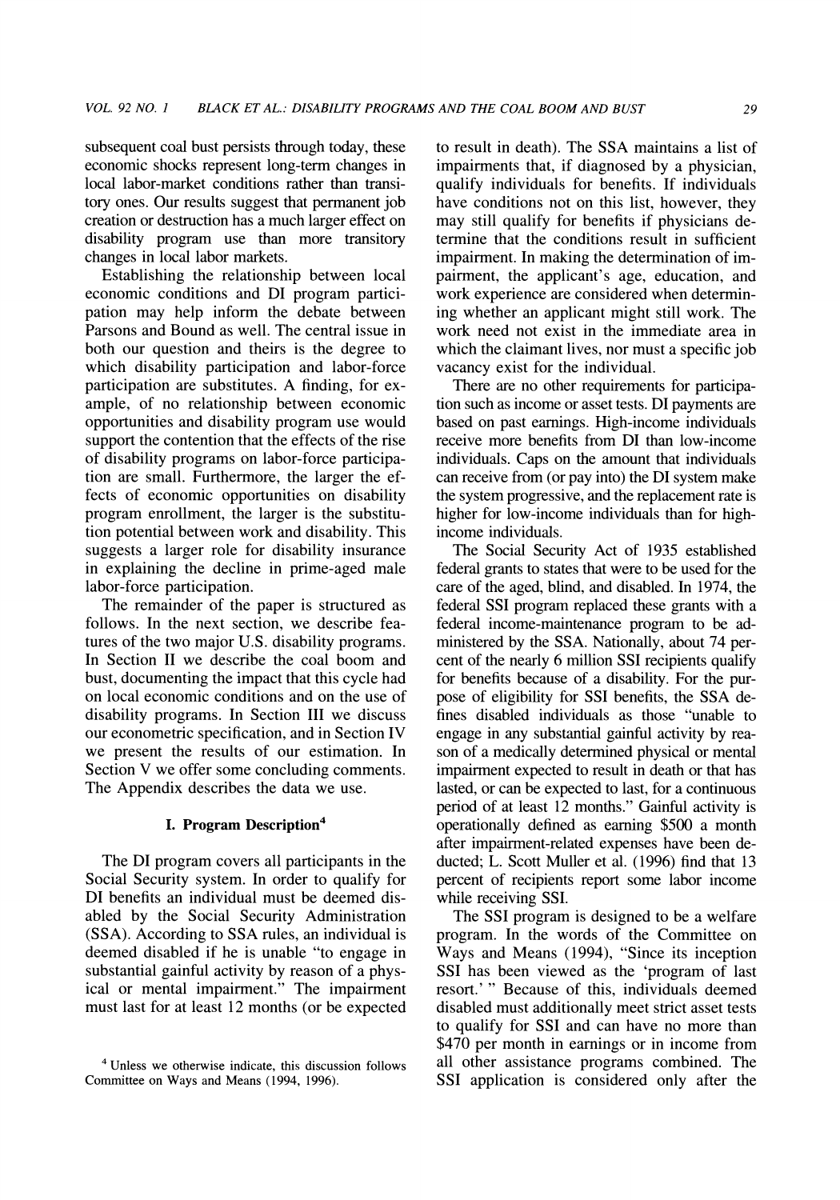subsequent coal bust persists through today, these economic shocks represent long-term changes in local labor-market conditions rather than transitory ones. Our results suggest that permanent job creation or destruction has a much larger effect on disability program use than more transitory changes in local labor markets.

Establishing the relationship between local economic conditions and DI program participation may help inform the debate between Parsons and Bound as well. The central issue in both our question and theirs is the degree to which disability participation and labor-force participation are substitutes. A finding, for example, of no relationship between economic opportunities and disability program use would support the contention that the effects of the rise of disability programs on labor-force participation are small. Furthermore, the larger the effects of economic opportunities on disability program enrollment, the larger is the substitution potential between work and disability. This suggests a larger role for disability insurance in explaining the decline in prime-aged male labor-force participation.

The remainder of the paper is structured as follows. In the next section, we describe features of the two major U.S. disability programs. In Section II we describe the coal boom and bust, documenting the impact that this cycle had on local economic conditions and on the use of disability programs. In Section III we discuss our econometric specification, and in Section IV we present the results of our estimation. In Section V we offer some concluding comments. The Appendix describes the data we use.

## I. Program Description[4]

The DI program covers all participants in the Social Security system. In order to qualify for DI benefits an individual must be deemed disabled by the Social Security Administration (SSA). According to SSA rules, an individual is deemed disabled if he is unable "to engage in substantial gainful activity by reason of a physical or mental impairment." The impairment must last for at least 12 months (or be expected to result in death). The SSA maintains a list of impairments that, if diagnosed by a physician, qualify individuals for benefits. If individuals have conditions not on this list, however, they may still qualify for benefits if physicians determine that the conditions result in sufficient impairment. In making the determination of impairment, the applicant's age, education, and work experience are considered when determining whether an applicant might still work. The work need not exist in the immediate area in which the claimant lives, nor must a specific job vacancy exist for the individual.

There are no other requirements for participation such as income or asset tests. DI payments are based on past earnings. High-income individuals receive more benefits from DI than low-income individuals. Caps on the amount that individuals can receive from (or pay into) the DI system make the system progressive, and the replacement rate is higher for low-income individuals than for high-income individuals.

The Social Security Act of 1935 established federal grants to states that were to be used for the care of the aged, blind, and disabled. In 1974, the federal SSI program replaced these grants with a federal income-maintenance program to be administered by the SSA. Nationally, about 74 percent of the nearly 6 million SSI recipients qualify for benefits because of a disability. For the purpose of eligibility for SSI benefits, the SSA defines disabled individuals as those "unable to engage in any substantial gainful activity by reason of a medically determined physical or mental impairment expected to result in death or that has lasted, or can be expected to last, for a continuous period of at least 12 months." Gainful activity is operationally defined as earning \$500 a month after impairment-related expenses have been deducted; L. Scott Muller et al. (1996) find that 13 percent of recipients report some labor income while receiving SSI.

The SSI program is designed to be a welfare program. In the words of the Committee on Ways and Means (1994), "Since its inception SSI has been viewed as the 'program of last resort.'" Because of this, individuals deemed disabled must additionally meet strict asset tests to qualify for SSI and can have no more than \$470 per month in earnings or in income from all other assistance programs combined. The SSI application is considered only after the

[4] Unless we otherwise indicate, this discussion follows Committee on Ways and Means (1994, 1996).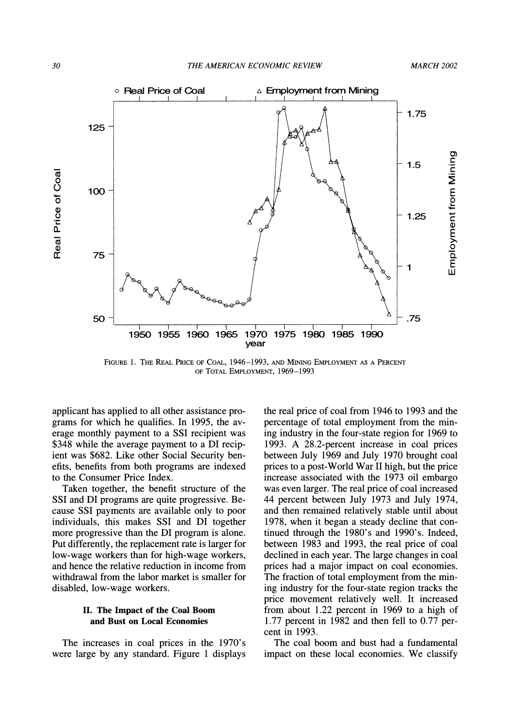FIGURE 1. THE REAL PRICE OF COAL, 1946–1993, AND MINING EMPLOYMENT AS A PERCENT OF TOTAL EMPLOYMENT, 1969–1993

applicant has applied to all other assistance programs for which he qualifies. In 1995, the average monthly payment to a SSI recipient was \$348 while the average payment to a DI recipient was \$682. Like other Social Security benefits, benefits from both programs are indexed to the Consumer Price Index.

Taken together, the benefit structure of the SSI and DI programs are quite progressive. Because SSI payments are available only to poor individuals, this makes SSI and DI together more progressive than the DI program is alone. Put differently, the replacement rate is larger for low-wage workers than for high-wage workers, and hence the relative reduction in income from withdrawal from the labor market is smaller for disabled, low-wage workers.

## II. The Impact of the Coal Boom and Bust on Local Economies

The increases in coal prices in the 1970's were large by any standard. Figure 1 displays the real price of coal from 1946 to 1993 and the percentage of total employment from the mining industry in the four-state region for 1969 to 1993. A 28.2-percent increase in coal prices between July 1969 and July 1970 brought coal prices to a post-World War II high, but the price increase associated with the 1973 oil embargo was even larger. The real price of coal increased 44 percent between July 1973 and July 1974, and then remained relatively stable until about 1978, when it began a steady decline that continued through the 1980's and 1990's. Indeed, between 1983 and 1993, the real price of coal declined in each year. The large changes in coal prices had a major impact on coal economies. The fraction of total employment from the mining industry for the four-state region tracks the price movement relatively well. It increased from about 1.22 percent in 1969 to a high of 1.77 percent in 1982 and then fell to 0.77 percent in 1993.

The coal boom and bust had a fundamental impact on these local economies. We classify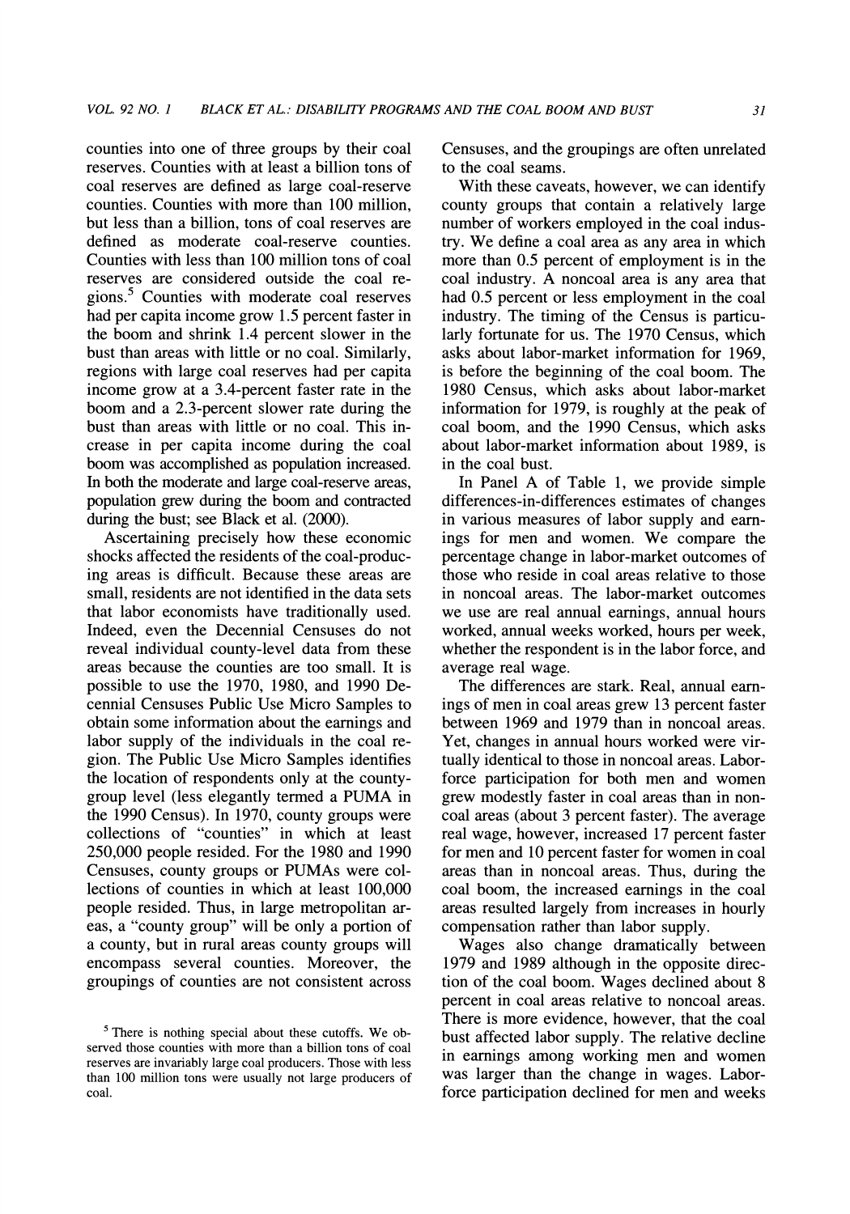counties into one of three groups by their coal reserves. Counties with at least a billion tons of coal reserves are defined as large coal-reserve counties. Counties with more than 100 million, but less than a billion, tons of coal reserves are defined as moderate coal-reserve counties. Counties with less than 100 million tons of coal reserves are considered outside the coal regions.[5] Counties with moderate coal reserves had per capita income grow 1.5 percent faster in the boom and shrink 1.4 percent slower in the bust than areas with little or no coal. Similarly, regions with large coal reserves had per capita income grow at a 3.4-percent faster rate in the boom and a 2.3-percent slower rate during the bust than areas with little or no coal. This increase in per capita income during the coal boom was accomplished as population increased. In both the moderate and large coal-reserve areas, population grew during the boom and contracted during the bust; see Black et al. (2000).

Ascertaining precisely how these economic shocks affected the residents of the coal-producing areas is difficult. Because these areas are small, residents are not identified in the data sets that labor economists have traditionally used. Indeed, even the Decennial Censuses do not reveal individual county-level data from these areas because the counties are too small. It is possible to use the 1970, 1980, and 1990 Decennial Censuses Public Use Micro Samples to obtain some information about the earnings and labor supply of the individuals in the coal region. The Public Use Micro Samples identifies the location of respondents only at the county-group level (less elegantly termed a PUMA in the 1990 Census). In 1970, county groups were collections of "counties" in which at least 250,000 people resided. For the 1980 and 1990 Censuses, county groups or PUMAs were collections of counties in which at least 100,000 people resided. Thus, in large metropolitan areas, a "county group" will be only a portion of a county, but in rural areas county groups will encompass several counties. Moreover, the groupings of counties are not consistent across Censuses, and the groupings are often unrelated to the coal seams.

With these caveats, however, we can identify county groups that contain a relatively large number of workers employed in the coal industry. We define a coal area as any area in which more than 0.5 percent of employment is in the coal industry. A noncoal area is any area that had 0.5 percent or less employment in the coal industry. The timing of the Census is particularly fortunate for us. The 1970 Census, which asks about labor-market information for 1969, is before the beginning of the coal boom. The 1980 Census, which asks about labor-market information for 1979, is roughly at the peak of coal boom, and the 1990 Census, which asks about labor-market information about 1989, is in the coal bust.

In Panel A of Table 1, we provide simple differences-in-differences estimates of changes in various measures of labor supply and earnings for men and women. We compare the percentage change in labor-market outcomes of those who reside in coal areas relative to those in noncoal areas. The labor-market outcomes we use are real annual earnings, annual hours worked, annual weeks worked, hours per week, whether the respondent is in the labor force, and average real wage.

The differences are stark. Real, annual earnings of men in coal areas grew 13 percent faster between 1969 and 1979 than in noncoal areas. Yet, changes in annual hours worked were virtually identical to those in noncoal areas. Labor-force participation for both men and women grew modestly faster in coal areas than in noncoal areas (about 3 percent faster). The average real wage, however, increased 17 percent faster for men and 10 percent faster for women in coal areas than in noncoal areas. Thus, during the coal boom, the increased earnings in the coal areas resulted largely from increases in hourly compensation rather than labor supply.

Wages also change dramatically between 1979 and 1989 although in the opposite direction of the coal boom. Wages declined about 8 percent in coal areas relative to noncoal areas. There is more evidence, however, that the coal bust affected labor supply. The relative decline in earnings among working men and women was larger than the change in wages. Labor-force participation declined for men and weeks

[5] There is nothing special about these cutoffs. We observed those counties with more than a billion tons of coal reserves are invariably large coal producers. Those with less than 100 million tons were usually not large producers of coal.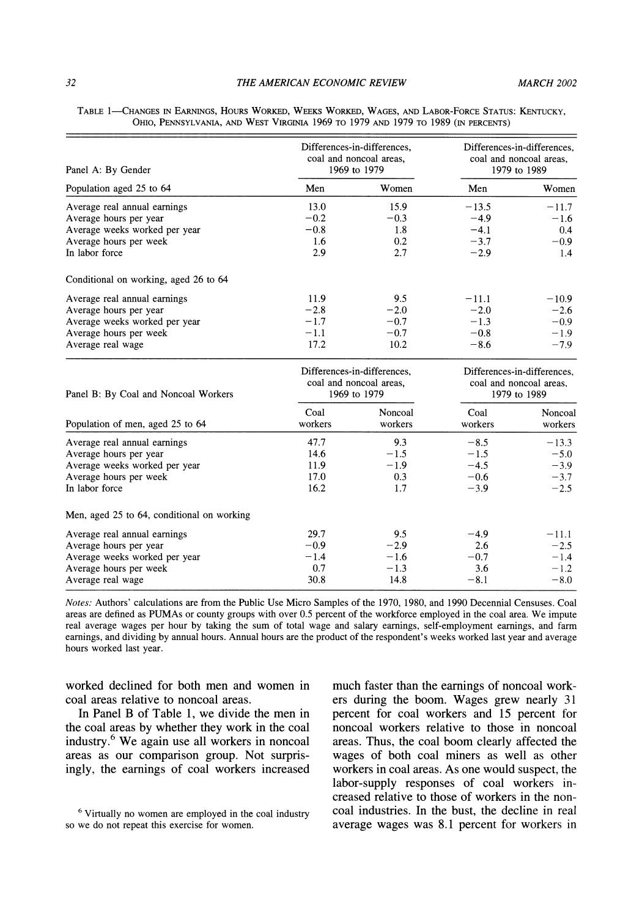TABLE 1—CHANGES IN EARNINGS, HOURS WORKED, WEEKS WORKED, WAGES, AND LABOR-FORCE STATUS: KENTUCKY, OHIO, PENNSYLVANIA, AND WEST VIRGINIA 1969 TO 1979 AND 1979 TO 1989 (IN PERCENTS)

| Panel A: By Gender | Differences-in-differences, coal and noncoal areas, 1969 to 1979 | | Differences-in-differences, coal and noncoal areas, 1979 to 1989 | |
|---|---|---|---|---|
| Population aged 25 to 64 | Men | Women | Men | Women |
| Average real annual earnings | 13.0 | 15.9 | −13.5 | −11.7 |
| Average hours per year | −0.2 | −0.3 | −4.9 | −1.6 |
| Average weeks worked per year | −0.8 | 1.8 | −4.1 | 0.4 |
| Average hours per week | 1.6 | 0.2 | −3.7 | −0.9 |
| In labor force | 2.9 | 2.7 | −2.9 | 1.4 |
| Conditional on working, aged 26 to 64 | | | | |
| Average real annual earnings | 11.9 | 9.5 | −11.1 | −10.9 |
| Average hours per year | −2.8 | −2.0 | −2.0 | −2.6 |
| Average weeks worked per year | −1.7 | −0.7 | −1.3 | −0.9 |
| Average hours per week | −1.1 | −0.7 | −0.8 | −1.9 |
| Average real wage | 17.2 | 10.2 | −8.6 | −7.9 |

| Panel B: By Coal and Noncoal Workers | Differences-in-differences, coal and noncoal areas, 1969 to 1979 | | Differences-in-differences, coal and noncoal areas, 1979 to 1989 | |
|---|---|---|---|---|
| Population of men, aged 25 to 64 | Coal workers | Noncoal workers | Coal workers | Noncoal workers |
| Average real annual earnings | 47.7 | 9.3 | −8.5 | −13.3 |
| Average hours per year | 14.6 | −1.5 | −1.5 | −5.0 |
| Average weeks worked per year | 11.9 | −1.9 | −4.5 | −3.9 |
| Average hours per week | 17.0 | 0.3 | −0.6 | −3.7 |
| In labor force | 16.2 | 1.7 | −3.9 | −2.5 |
| Men, aged 25 to 64, conditional on working | | | | |
| Average real annual earnings | 29.7 | 9.5 | −4.9 | −11.1 |
| Average hours per year | −0.9 | −2.9 | 2.6 | −2.5 |
| Average weeks worked per year | −1.4 | −1.6 | −0.7 | −1.4 |
| Average hours per week | 0.7 | −1.3 | 3.6 | −1.2 |
| Average real wage | 30.8 | 14.8 | −8.1 | −8.0 |

*Notes:* Authors' calculations are from the Public Use Micro Samples of the 1970, 1980, and 1990 Decennial Censuses. Coal areas are defined as PUMAs or county groups with over 0.5 percent of the workforce employed in the coal area. We impute real average wages per hour by taking the sum of total wage and salary earnings, self-employment earnings, and farm earnings, and dividing by annual hours. Annual hours are the product of the respondent's weeks worked last year and average hours worked last year.

worked declined for both men and women in coal areas relative to noncoal areas.

In Panel B of Table 1, we divide the men in the coal areas by whether they work in the coal industry.[6] We again use all workers in noncoal areas as our comparison group. Not surprisingly, the earnings of coal workers increased much faster than the earnings of noncoal workers during the boom. Wages grew nearly 31 percent for coal workers and 15 percent for noncoal workers relative to those in noncoal areas. Thus, the coal boom clearly affected the wages of both coal miners as well as other workers in coal areas. As one would suspect, the labor-supply responses of coal workers increased relative to those of workers in the noncoal industries. In the bust, the decline in real average wages was 8.1 percent for workers in

[6] Virtually no women are employed in the coal industry so we do not repeat this exercise for women.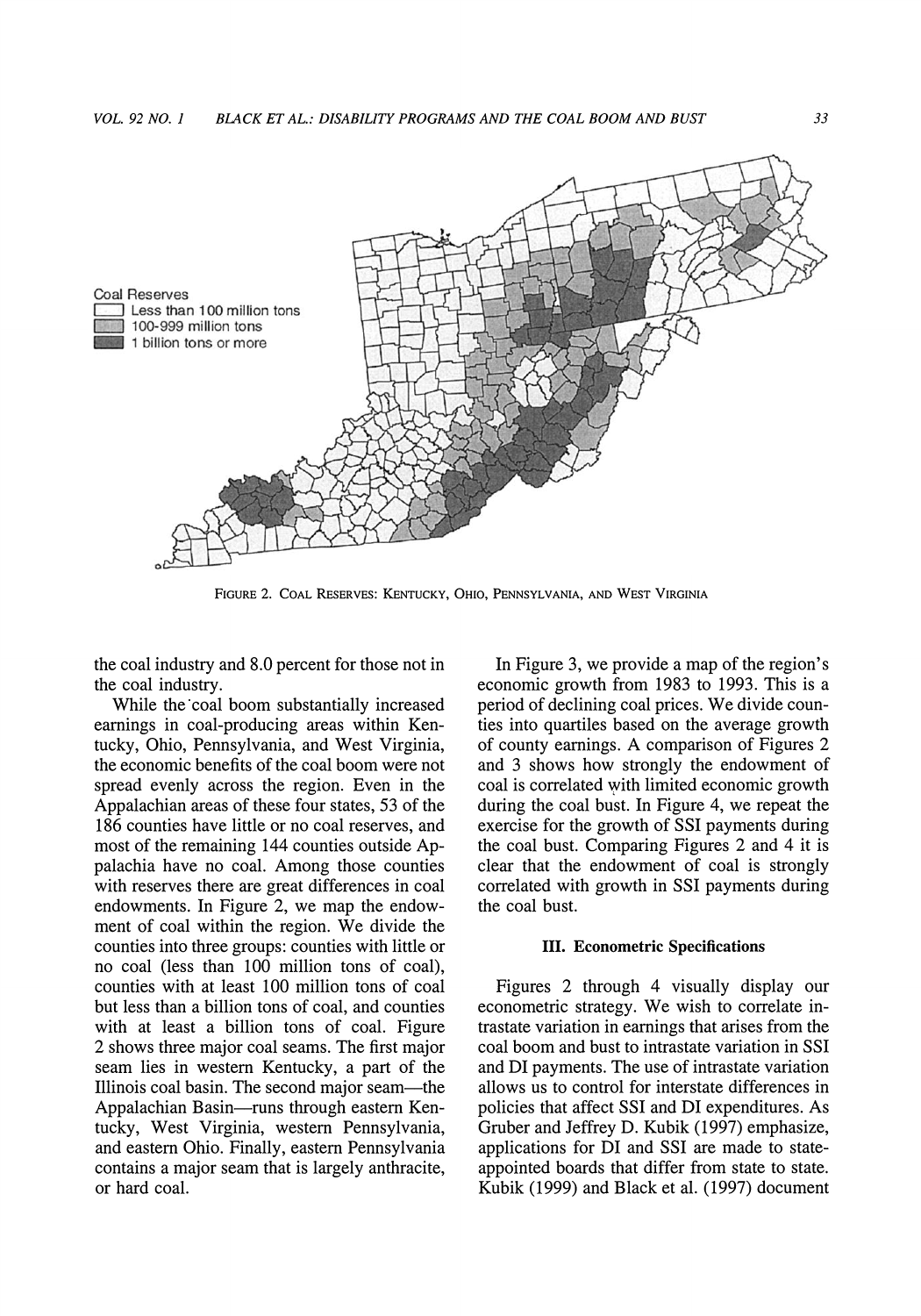Coal Reserves
- Less than 100 million tons
- 100-999 million tons
- 1 billion tons or more

FIGURE 2. COAL RESERVES: KENTUCKY, OHIO, PENNSYLVANIA, AND WEST VIRGINIA

the coal industry and 8.0 percent for those not in the coal industry.

While the coal boom substantially increased earnings in coal-producing areas within Kentucky, Ohio, Pennsylvania, and West Virginia, the economic benefits of the coal boom were not spread evenly across the region. Even in the Appalachian areas of these four states, 53 of the 186 counties have little or no coal reserves, and most of the remaining 144 counties outside Appalachia have no coal. Among those counties with reserves there are great differences in coal endowments. In Figure 2, we map the endowment of coal within the region. We divide the counties into three groups: counties with little or no coal (less than 100 million tons of coal), counties with at least 100 million tons of coal but less than a billion tons of coal, and counties with at least a billion tons of coal. Figure 2 shows three major coal seams. The first major seam lies in western Kentucky, a part of the Illinois coal basin. The second major seam—the Appalachian Basin—runs through eastern Kentucky, West Virginia, western Pennsylvania, and eastern Ohio. Finally, eastern Pennsylvania contains a major seam that is largely anthracite, or hard coal.

In Figure 3, we provide a map of the region's economic growth from 1983 to 1993. This is a period of declining coal prices. We divide counties into quartiles based on the average growth of county earnings. A comparison of Figures 2 and 3 shows how strongly the endowment of coal is correlated with limited economic growth during the coal bust. In Figure 4, we repeat the exercise for the growth of SSI payments during the coal bust. Comparing Figures 2 and 4 it is clear that the endowment of coal is strongly correlated with growth in SSI payments during the coal bust.

### III. Econometric Specifications

Figures 2 through 4 visually display our econometric strategy. We wish to correlate intrastate variation in earnings that arises from the coal boom and bust to intrastate variation in SSI and DI payments. The use of intrastate variation allows us to control for interstate differences in policies that affect SSI and DI expenditures. As Gruber and Jeffrey D. Kubik (1997) emphasize, applications for DI and SSI are made to state-appointed boards that differ from state to state. Kubik (1999) and Black et al. (1997) document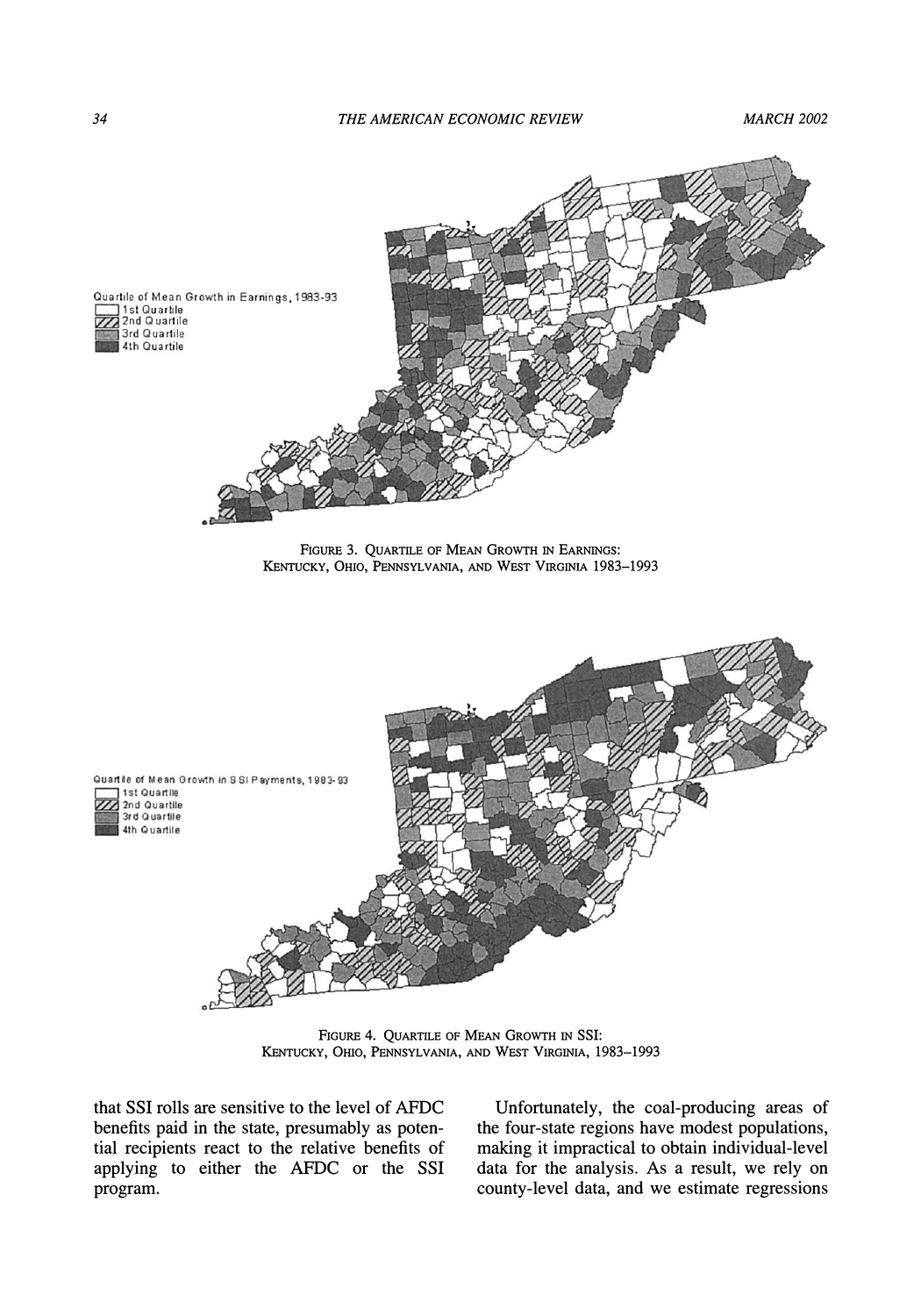Quartile of Mean Growth in Earnings, 1983-93

- 1st Quartile
- 2nd Quartile
- 3rd Quartile
- 4th Quartile

FIGURE 3. QUARTILE OF MEAN GROWTH IN EARNINGS: KENTUCKY, OHIO, PENNSYLVANIA, AND WEST VIRGINIA 1983–1993

Quartile of Mean Growth in SSI Payments, 1983-93

- 1st Quartile
- 2nd Quartile
- 3rd Quartile
- 4th Quartile

FIGURE 4. QUARTILE OF MEAN GROWTH IN SSI: KENTUCKY, OHIO, PENNSYLVANIA, AND WEST VIRGINIA, 1983–1993

that SSI rolls are sensitive to the level of AFDC benefits paid in the state, presumably as potential recipients react to the relative benefits of applying to either the AFDC or the SSI program.

Unfortunately, the coal-producing areas of the four-state regions have modest populations, making it impractical to obtain individual-level data for the analysis. As a result, we rely on county-level data, and we estimate regressions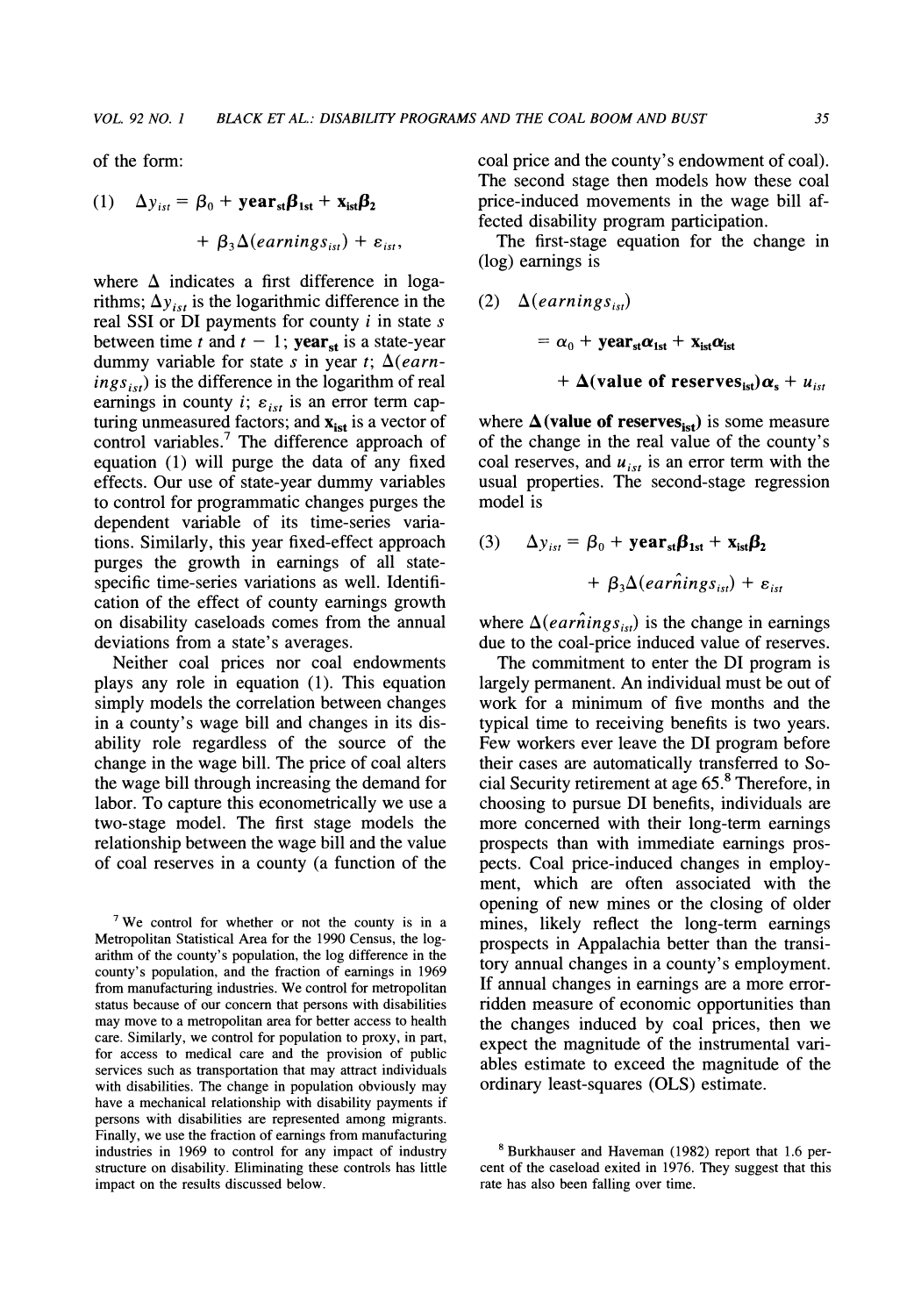of the form:

$$(1)\quad \Delta y_{ist} = \beta_0 + \mathbf{year_{st}}\boldsymbol{\beta}_{1st} + \mathbf{x_{ist}}\boldsymbol{\beta}_2 + \beta_3 \Delta(earnings_{ist}) + \varepsilon_{ist},$$

where $\Delta$ indicates a first difference in logarithms; $\Delta y_{ist}$ is the logarithmic difference in the real SSI or DI payments for county $i$ in state $s$ between time $t$ and $t - 1$; $\mathbf{year_{st}}$ is a state-year dummy variable for state $s$ in year $t$; $\Delta(earnings_{ist})$ is the difference in the logarithm of real earnings in county $i$; $\varepsilon_{ist}$ is an error term capturing unmeasured factors; and $\mathbf{x_{ist}}$ is a vector of control variables.[7] The difference approach of equation (1) will purge the data of any fixed effects. Our use of state-year dummy variables to control for programmatic changes purges the dependent variable of its time-series variations. Similarly, this year fixed-effect approach purges the growth in earnings of all state-specific time-series variations as well. Identification of the effect of county earnings growth on disability caseloads comes from the annual deviations from a state's averages.

Neither coal prices nor coal endowments plays any role in equation (1). This equation simply models the correlation between changes in a county's wage bill and changes in its disability role regardless of the source of the change in the wage bill. The price of coal alters the wage bill through increasing the demand for labor. To capture this econometrically we use a two-stage model. The first stage models the relationship between the wage bill and the value of coal reserves in a county (a function of the coal price and the county's endowment of coal). The second stage then models how these coal price-induced movements in the wage bill affected disability program participation.

The first-stage equation for the change in (log) earnings is

$$(2)\quad \Delta(earnings_{ist}) = \alpha_0 + \mathbf{year_{st}}\boldsymbol{\alpha}_{1st} + \mathbf{x_{ist}}\boldsymbol{\alpha}_{ist} + \boldsymbol{\Delta}(\textbf{value of reserves}_{\textbf{ist}})\boldsymbol{\alpha}_s + u_{ist}$$

where $\boldsymbol{\Delta}(\textbf{value of reserves}_{\textbf{ist}})$ is some measure of the change in the real value of the county's coal reserves, and $u_{ist}$ is an error term with the usual properties. The second-stage regression model is

$$(3)\quad \Delta y_{ist} = \beta_0 + \mathbf{year_{st}}\boldsymbol{\beta}_{1st} + \mathbf{x_{ist}}\boldsymbol{\beta}_2 + \beta_3 \Delta(\widehat{earnings}_{ist}) + \varepsilon_{ist}$$

where $\Delta(\widehat{earnings}_{ist})$ is the change in earnings due to the coal-price induced value of reserves.

The commitment to enter the DI program is largely permanent. An individual must be out of work for a minimum of five months and the typical time to receiving benefits is two years. Few workers ever leave the DI program before their cases are automatically transferred to Social Security retirement at age 65.[8] Therefore, in choosing to pursue DI benefits, individuals are more concerned with their long-term earnings prospects than with immediate earnings prospects. Coal price-induced changes in employment, which are often associated with the opening of new mines or the closing of older mines, likely reflect the long-term earnings prospects in Appalachia better than the transitory annual changes in a county's employment. If annual changes in earnings are a more error-ridden measure of economic opportunities than the changes induced by coal prices, then we expect the magnitude of the instrumental variables estimate to exceed the magnitude of the ordinary least-squares (OLS) estimate.

[7] We control for whether or not the county is in a Metropolitan Statistical Area for the 1990 Census, the logarithm of the county's population, the log difference in the county's population, and the fraction of earnings in 1969 from manufacturing industries. We control for metropolitan status because of our concern that persons with disabilities may move to a metropolitan area for better access to health care. Similarly, we control for population to proxy, in part, for access to medical care and the provision of public services such as transportation that may attract individuals with disabilities. The change in population obviously may have a mechanical relationship with disability payments if persons with disabilities are represented among migrants. Finally, we use the fraction of earnings from manufacturing industries in 1969 to control for any impact of industry structure on disability. Eliminating these controls has little impact on the results discussed below.

[8] Burkhauser and Haveman (1982) report that 1.6 percent of the caseload exited in 1976. They suggest that this rate has also been falling over time.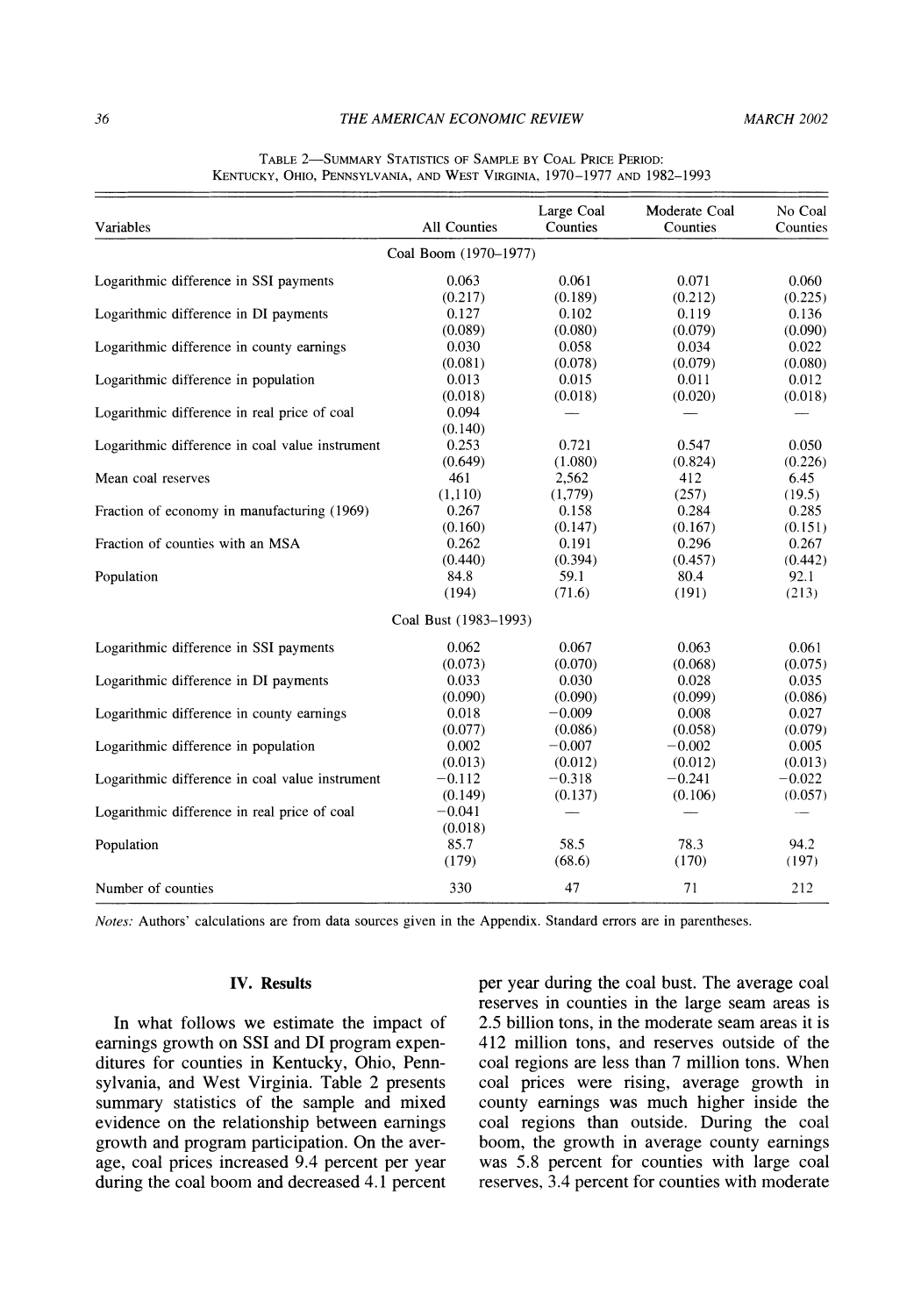TABLE 2—SUMMARY STATISTICS OF SAMPLE BY COAL PRICE PERIOD: KENTUCKY, OHIO, PENNSYLVANIA, AND WEST VIRGINIA, 1970–1977 AND 1982–1993

| Variables | All Counties | Large Coal Counties | Moderate Coal Counties | No Coal Counties |
|---|---|---|---|---|
| | Coal Boom (1970–1977) | | | |
| Logarithmic difference in SSI payments | 0.063 | 0.061 | 0.071 | 0.060 |
| | (0.217) | (0.189) | (0.212) | (0.225) |
| Logarithmic difference in DI payments | 0.127 | 0.102 | 0.119 | 0.136 |
| | (0.089) | (0.080) | (0.079) | (0.090) |
| Logarithmic difference in county earnings | 0.030 | 0.058 | 0.034 | 0.022 |
| | (0.081) | (0.078) | (0.079) | (0.080) |
| Logarithmic difference in population | 0.013 | 0.015 | 0.011 | 0.012 |
| | (0.018) | (0.018) | (0.020) | (0.018) |
| Logarithmic difference in real price of coal | 0.094 | — | — | — |
| | (0.140) | | | |
| Logarithmic difference in coal value instrument | 0.253 | 0.721 | 0.547 | 0.050 |
| | (0.649) | (1.080) | (0.824) | (0.226) |
| Mean coal reserves | 461 | 2,562 | 412 | 6.45 |
| | (1,110) | (1,779) | (257) | (19.5) |
| Fraction of economy in manufacturing (1969) | 0.267 | 0.158 | 0.284 | 0.285 |
| | (0.160) | (0.147) | (0.167) | (0.151) |
| Fraction of counties with an MSA | 0.262 | 0.191 | 0.296 | 0.267 |
| | (0.440) | (0.394) | (0.457) | (0.442) |
| Population | 84.8 | 59.1 | 80.4 | 92.1 |
| | (194) | (71.6) | (191) | (213) |
| | Coal Bust (1983–1993) | | | |
| Logarithmic difference in SSI payments | 0.062 | 0.067 | 0.063 | 0.061 |
| | (0.073) | (0.070) | (0.068) | (0.075) |
| Logarithmic difference in DI payments | 0.033 | 0.030 | 0.028 | 0.035 |
| | (0.090) | (0.090) | (0.099) | (0.086) |
| Logarithmic difference in county earnings | 0.018 | −0.009 | 0.008 | 0.027 |
| | (0.077) | (0.086) | (0.058) | (0.079) |
| Logarithmic difference in population | 0.002 | −0.007 | −0.002 | 0.005 |
| | (0.013) | (0.012) | (0.012) | (0.013) |
| Logarithmic difference in coal value instrument | −0.112 | −0.318 | −0.241 | −0.022 |
| | (0.149) | (0.137) | (0.106) | (0.057) |
| Logarithmic difference in real price of coal | −0.041 | — | — | — |
| | (0.018) | | | |
| Population | 85.7 | 58.5 | 78.3 | 94.2 |
| | (179) | (68.6) | (170) | (197) |
| Number of counties | 330 | 47 | 71 | 212 |

*Notes:* Authors' calculations are from data sources given in the Appendix. Standard errors are in parentheses.

## IV. Results

In what follows we estimate the impact of earnings growth on SSI and DI program expenditures for counties in Kentucky, Ohio, Pennsylvania, and West Virginia. Table 2 presents summary statistics of the sample and mixed evidence on the relationship between earnings growth and program participation. On the average, coal prices increased 9.4 percent per year during the coal boom and decreased 4.1 percent per year during the coal bust. The average coal reserves in counties in the large seam areas is 2.5 billion tons, in the moderate seam areas it is 412 million tons, and reserves outside of the coal regions are less than 7 million tons. When coal prices were rising, average growth in county earnings was much higher inside the coal regions than outside. During the coal boom, the growth in average county earnings was 5.8 percent for counties with large coal reserves, 3.4 percent for counties with moderate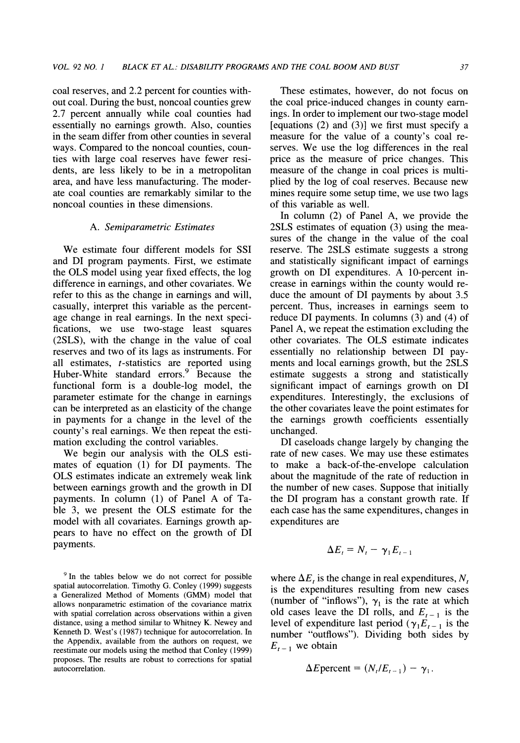coal reserves, and 2.2 percent for counties without coal. During the bust, noncoal counties grew 2.7 percent annually while coal counties had essentially no earnings growth. Also, counties in the seam differ from other counties in several ways. Compared to the noncoal counties, counties with large coal reserves have fewer residents, are less likely to be in a metropolitan area, and have less manufacturing. The moderate coal counties are remarkably similar to the noncoal counties in these dimensions.

### A. *Semiparametric Estimates*

We estimate four different models for SSI and DI program payments. First, we estimate the OLS model using year fixed effects, the log difference in earnings, and other covariates. We refer to this as the change in earnings and will, casually, interpret this variable as the percentage change in real earnings. In the next specifications, we use two-stage least squares (2SLS), with the change in the value of coal reserves and two of its lags as instruments. For all estimates, $t$-statistics are reported using Huber-White standard errors.[9] Because the functional form is a double-log model, the parameter estimate for the change in earnings can be interpreted as an elasticity of the change in payments for a change in the level of the county's real earnings. We then repeat the estimation excluding the control variables.

We begin our analysis with the OLS estimates of equation (1) for DI payments. The OLS estimates indicate an extremely weak link between earnings growth and the growth in DI payments. In column (1) of Panel A of Table 3, we present the OLS estimate for the model with all covariates. Earnings growth appears to have no effect on the growth of DI payments.

These estimates, however, do not focus on the coal price-induced changes in county earnings. In order to implement our two-stage model [equations (2) and (3)] we first must specify a measure for the value of a county's coal reserves. We use the log differences in the real price as the measure of price changes. This measure of the change in coal prices is multiplied by the log of coal reserves. Because new mines require some setup time, we use two lags of this variable as well.

In column (2) of Panel A, we provide the 2SLS estimates of equation (3) using the measures of the change in the value of the coal reserve. The 2SLS estimate suggests a strong and statistically significant impact of earnings growth on DI expenditures. A 10-percent increase in earnings within the county would reduce the amount of DI payments by about 3.5 percent. Thus, increases in earnings seem to reduce DI payments. In columns (3) and (4) of Panel A, we repeat the estimation excluding the other covariates. The OLS estimate indicates essentially no relationship between DI payments and local earnings growth, but the 2SLS estimate suggests a strong and statistically significant impact of earnings growth on DI expenditures. Interestingly, the exclusions of the other covariates leave the point estimates for the earnings growth coefficients essentially unchanged.

DI caseloads change largely by changing the rate of new cases. We may use these estimates to make a back-of-the-envelope calculation about the magnitude of the rate of reduction in the number of new cases. Suppose that initially the DI program has a constant growth rate. If each case has the same expenditures, changes in expenditures are

$$\Delta E_t = N_t - \gamma_1 E_{t-1}$$

where $\Delta E_t$ is the change in real expenditures, $N_t$ is the expenditures resulting from new cases (number of "inflows"), $\gamma_1$ is the rate at which old cases leave the DI rolls, and $E_{t-1}$ is the level of expenditure last period ($\gamma_1 E_{t-1}$ is the number "outflows"). Dividing both sides by $E_{t-1}$ we obtain

$$\Delta E\text{percent} = (N_t / E_{t-1}) - \gamma_1.$$

[9] In the tables below we do not correct for possible spatial autocorrelation. Timothy G. Conley (1999) suggests a Generalized Method of Moments (GMM) model that allows nonparametric estimation of the covariance matrix with spatial correlation across observations within a given distance, using a method similar to Whitney K. Newey and Kenneth D. West's (1987) technique for autocorrelation. In the Appendix, available from the authors on request, we reestimate our models using the method that Conley (1999) proposes. The results are robust to corrections for spatial autocorrelation.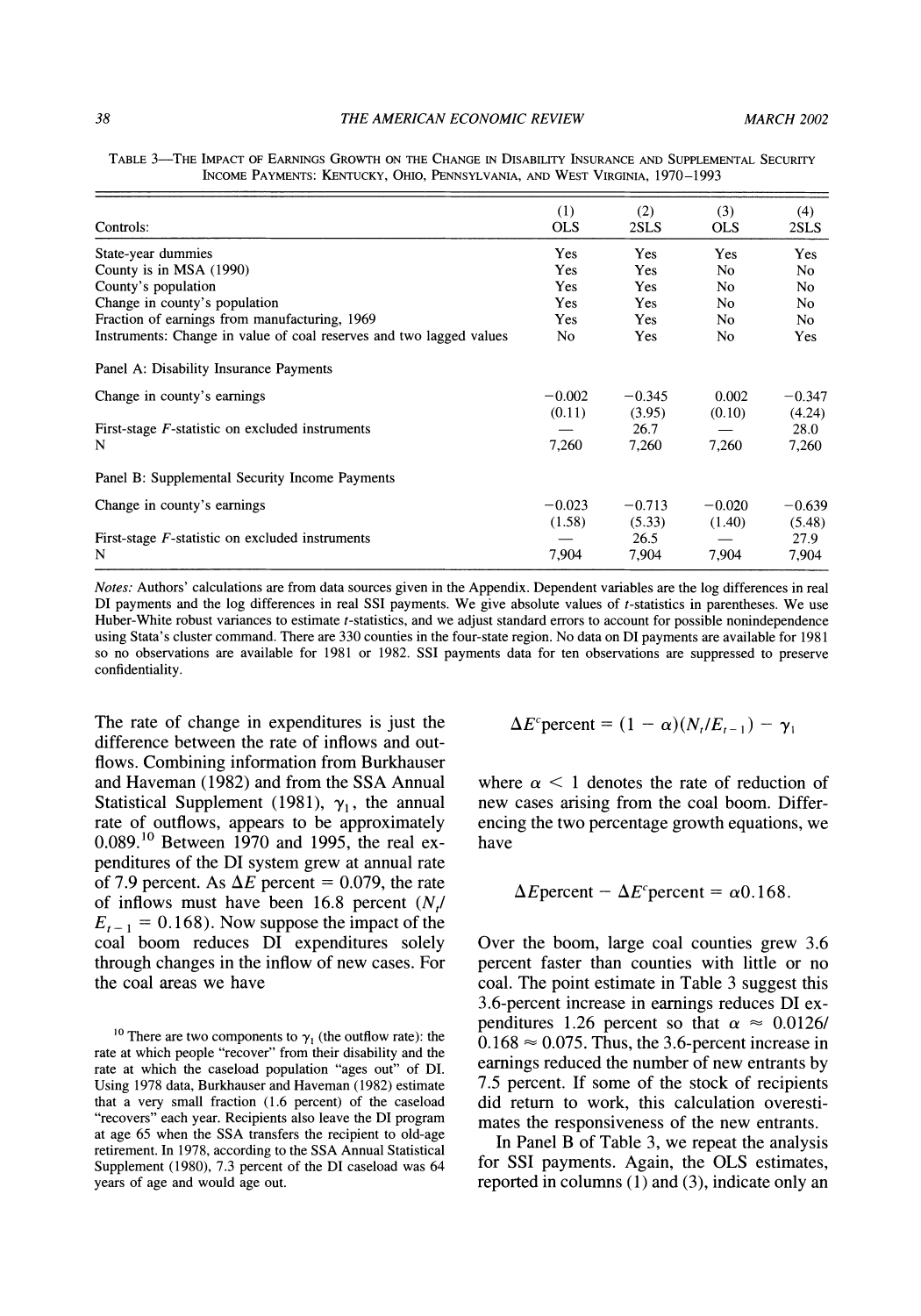TABLE 3—THE IMPACT OF EARNINGS GROWTH ON THE CHANGE IN DISABILITY INSURANCE AND SUPPLEMENTAL SECURITY INCOME PAYMENTS: KENTUCKY, OHIO, PENNSYLVANIA, AND WEST VIRGINIA, 1970–1993

| Controls: | (1) OLS | (2) 2SLS | (3) OLS | (4) 2SLS |
|---|---|---|---|---|
| State-year dummies | Yes | Yes | Yes | Yes |
| County is in MSA (1990) | Yes | Yes | No | No |
| County's population | Yes | Yes | No | No |
| Change in county's population | Yes | Yes | No | No |
| Fraction of earnings from manufacturing, 1969 | Yes | Yes | No | No |
| Instruments: Change in value of coal reserves and two lagged values | No | Yes | No | Yes |
| Panel A: Disability Insurance Payments | | | | |
| Change in county's earnings | −0.002 | −0.345 | 0.002 | −0.347 |
| | (0.11) | (3.95) | (0.10) | (4.24) |
| First-stage $F$-statistic on excluded instruments | — | 26.7 | — | 28.0 |
| N | 7,260 | 7,260 | 7,260 | 7,260 |
| Panel B: Supplemental Security Income Payments | | | | |
| Change in county's earnings | −0.023 | −0.713 | −0.020 | −0.639 |
| | (1.58) | (5.33) | (1.40) | (5.48) |
| First-stage $F$-statistic on excluded instruments | — | 26.5 | — | 27.9 |
| N | 7,904 | 7,904 | 7,904 | 7,904 |

*Notes:* Authors' calculations are from data sources given in the Appendix. Dependent variables are the log differences in real DI payments and the log differences in real SSI payments. We give absolute values of $t$-statistics in parentheses. We use Huber-White robust variances to estimate $t$-statistics, and we adjust standard errors to account for possible nonindependence using Stata's cluster command. There are 330 counties in the four-state region. No data on DI payments are available for 1981 so no observations are available for 1981 or 1982. SSI payments data for ten observations are suppressed to preserve confidentiality.

The rate of change in expenditures is just the difference between the rate of inflows and outflows. Combining information from Burkhauser and Haveman (1982) and from the SSA Annual Statistical Supplement (1981), $\gamma_1$, the annual rate of outflows, appears to be approximately 0.089.[10] Between 1970 and 1995, the real expenditures of the DI system grew at annual rate of 7.9 percent. As $\Delta E$ percent = 0.079, the rate of inflows must have been 16.8 percent ($N_t/E_{t-1} = 0.168$). Now suppose the impact of the coal boom reduces DI expenditures solely through changes in the inflow of new cases. For the coal areas we have

$$\Delta E^c\text{percent} = (1 - \alpha)(N_t/E_{t-1}) - \gamma_1$$

where $\alpha < 1$ denotes the rate of reduction of new cases arising from the coal boom. Differencing the two percentage growth equations, we have

$$\Delta E\text{percent} - \Delta E^c\text{percent} = \alpha 0.168.$$

Over the boom, large coal counties grew 3.6 percent faster than counties with little or no coal. The point estimate in Table 3 suggest this 3.6-percent increase in earnings reduces DI expenditures 1.26 percent so that $\alpha \approx 0.0126/0.168 \approx 0.075$. Thus, the 3.6-percent increase in earnings reduced the number of new entrants by 7.5 percent. If some of the stock of recipients did return to work, this calculation overestimates the responsiveness of the new entrants.

In Panel B of Table 3, we repeat the analysis for SSI payments. Again, the OLS estimates, reported in columns (1) and (3), indicate only an

[10] There are two components to $\gamma_1$ (the outflow rate): the rate at which people "recover" from their disability and the rate at which the caseload population "ages out" of DI. Using 1978 data, Burkhauser and Haveman (1982) estimate that a very small fraction (1.6 percent) of the caseload "recovers" each year. Recipients also leave the DI program at age 65 when the SSA transfers the recipient to old-age retirement. In 1978, according to the SSA Annual Statistical Supplement (1980), 7.3 percent of the DI caseload was 64 years of age and would age out.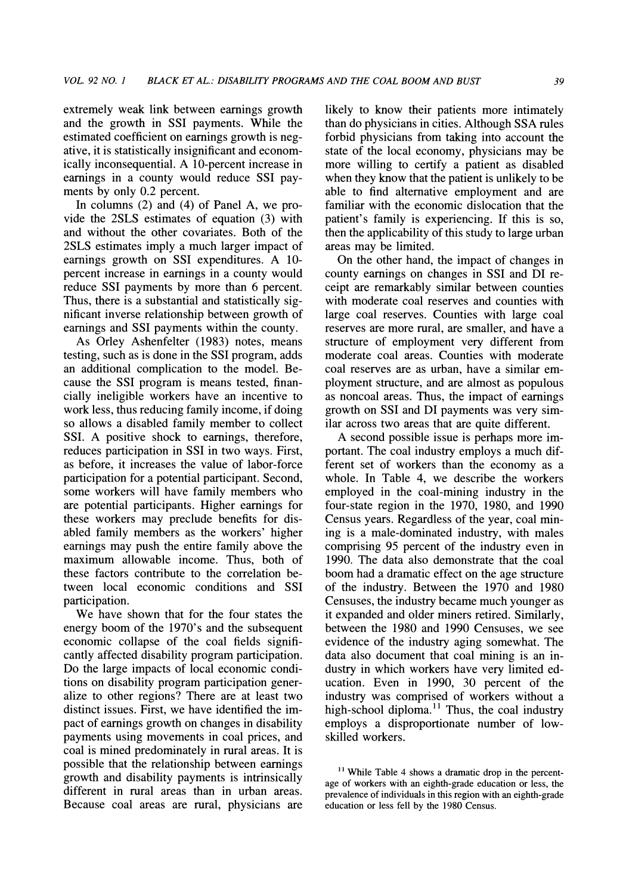extremely weak link between earnings growth and the growth in SSI payments. While the estimated coefficient on earnings growth is negative, it is statistically insignificant and economically inconsequential. A 10-percent increase in earnings in a county would reduce SSI payments by only 0.2 percent.

In columns (2) and (4) of Panel A, we provide the 2SLS estimates of equation (3) with and without the other covariates. Both of the 2SLS estimates imply a much larger impact of earnings growth on SSI expenditures. A 10-percent increase in earnings in a county would reduce SSI payments by more than 6 percent. Thus, there is a substantial and statistically significant inverse relationship between growth of earnings and SSI payments within the county.

As Orley Ashenfelter (1983) notes, means testing, such as is done in the SSI program, adds an additional complication to the model. Because the SSI program is means tested, financially ineligible workers have an incentive to work less, thus reducing family income, if doing so allows a disabled family member to collect SSI. A positive shock to earnings, therefore, reduces participation in SSI in two ways. First, as before, it increases the value of labor-force participation for a potential participant. Second, some workers will have family members who are potential participants. Higher earnings for these workers may preclude benefits for disabled family members as the workers' higher earnings may push the entire family above the maximum allowable income. Thus, both of these factors contribute to the correlation between local economic conditions and SSI participation.

We have shown that for the four states the energy boom of the 1970's and the subsequent economic collapse of the coal fields significantly affected disability program participation. Do the large impacts of local economic conditions on disability program participation generalize to other regions? There are at least two distinct issues. First, we have identified the impact of earnings growth on changes in disability payments using movements in coal prices, and coal is mined predominately in rural areas. It is possible that the relationship between earnings growth and disability payments is intrinsically different in rural areas than in urban areas. Because coal areas are rural, physicians are likely to know their patients more intimately than do physicians in cities. Although SSA rules forbid physicians from taking into account the state of the local economy, physicians may be more willing to certify a patient as disabled when they know that the patient is unlikely to be able to find alternative employment and are familiar with the economic dislocation that the patient's family is experiencing. If this is so, then the applicability of this study to large urban areas may be limited.

On the other hand, the impact of changes in county earnings on changes in SSI and DI receipt are remarkably similar between counties with moderate coal reserves and counties with large coal reserves. Counties with large coal reserves are more rural, are smaller, and have a structure of employment very different from moderate coal areas. Counties with moderate coal reserves are as urban, have a similar employment structure, and are almost as populous as noncoal areas. Thus, the impact of earnings growth on SSI and DI payments was very similar across two areas that are quite different.

A second possible issue is perhaps more important. The coal industry employs a much different set of workers than the economy as a whole. In Table 4, we describe the workers employed in the coal-mining industry in the four-state region in the 1970, 1980, and 1990 Census years. Regardless of the year, coal mining is a male-dominated industry, with males comprising 95 percent of the industry even in 1990. The data also demonstrate that the coal boom had a dramatic effect on the age structure of the industry. Between the 1970 and 1980 Censuses, the industry became much younger as it expanded and older miners retired. Similarly, between the 1980 and 1990 Censuses, we see evidence of the industry aging somewhat. The data also document that coal mining is an industry in which workers have very limited education. Even in 1990, 30 percent of the industry was comprised of workers without a high-school diploma.[11] Thus, the coal industry employs a disproportionate number of low-skilled workers.

[11] While Table 4 shows a dramatic drop in the percentage of workers with an eighth-grade education or less, the prevalence of individuals in this region with an eighth-grade education or less fell by the 1980 Census.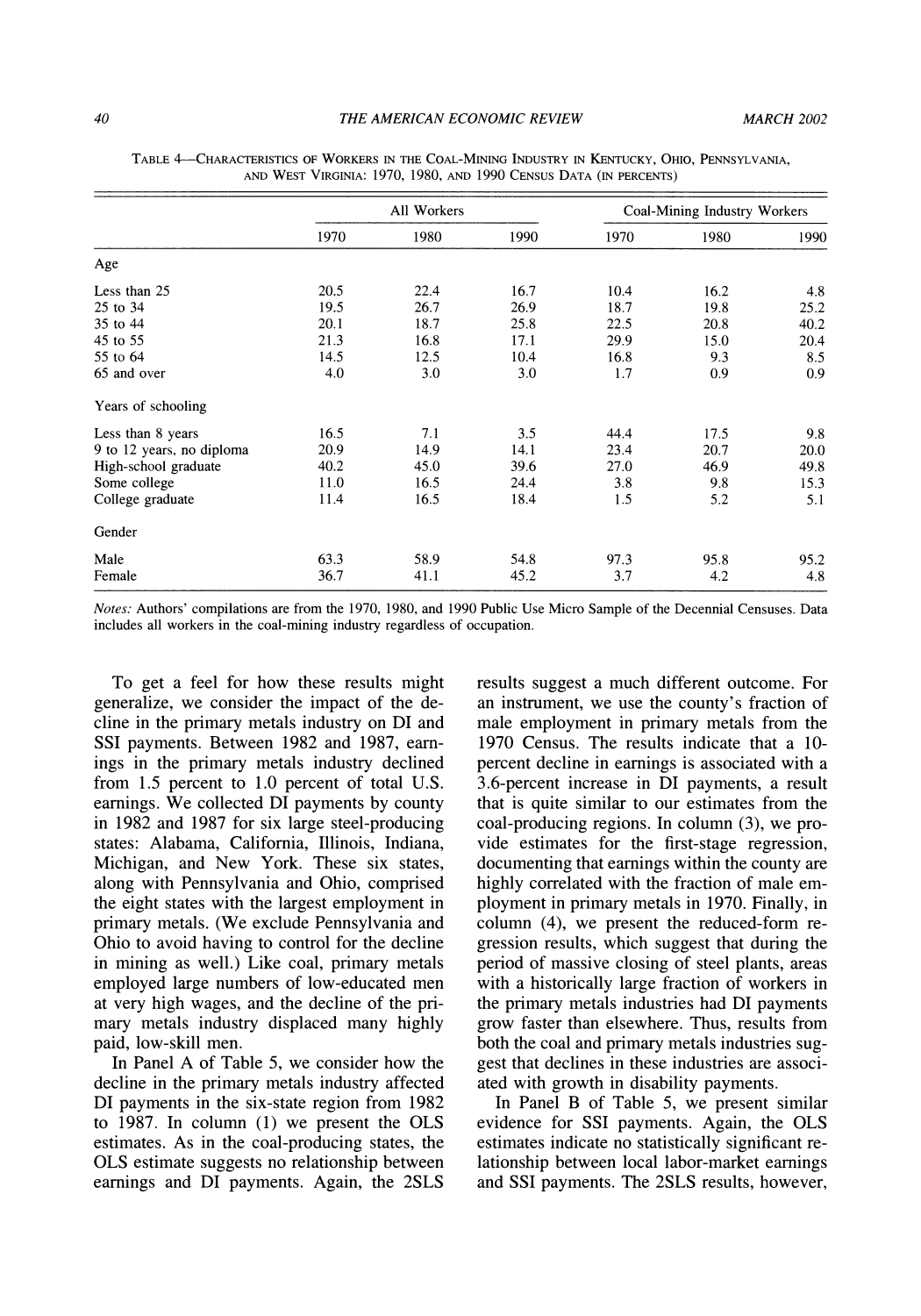Table 4—Characteristics of Workers in the Coal-Mining Industry in Kentucky, Ohio, Pennsylvania, and West Virginia: 1970, 1980, and 1990 Census Data (in percents)

| | All Workers | | | Coal-Mining Industry Workers | | |
|---|---|---|---|---|---|---|
| | 1970 | 1980 | 1990 | 1970 | 1980 | 1990 |
| Age | | | | | | |
| Less than 25 | 20.5 | 22.4 | 16.7 | 10.4 | 16.2 | 4.8 |
| 25 to 34 | 19.5 | 26.7 | 26.9 | 18.7 | 19.8 | 25.2 |
| 35 to 44 | 20.1 | 18.7 | 25.8 | 22.5 | 20.8 | 40.2 |
| 45 to 55 | 21.3 | 16.8 | 17.1 | 29.9 | 15.0 | 20.4 |
| 55 to 64 | 14.5 | 12.5 | 10.4 | 16.8 | 9.3 | 8.5 |
| 65 and over | 4.0 | 3.0 | 3.0 | 1.7 | 0.9 | 0.9 |
| Years of schooling | | | | | | |
| Less than 8 years | 16.5 | 7.1 | 3.5 | 44.4 | 17.5 | 9.8 |
| 9 to 12 years, no diploma | 20.9 | 14.9 | 14.1 | 23.4 | 20.7 | 20.0 |
| High-school graduate | 40.2 | 45.0 | 39.6 | 27.0 | 46.9 | 49.8 |
| Some college | 11.0 | 16.5 | 24.4 | 3.8 | 9.8 | 15.3 |
| College graduate | 11.4 | 16.5 | 18.4 | 1.5 | 5.2 | 5.1 |
| Gender | | | | | | |
| Male | 63.3 | 58.9 | 54.8 | 97.3 | 95.8 | 95.2 |
| Female | 36.7 | 41.1 | 45.2 | 3.7 | 4.2 | 4.8 |

*Notes:* Authors' compilations are from the 1970, 1980, and 1990 Public Use Micro Sample of the Decennial Censuses. Data includes all workers in the coal-mining industry regardless of occupation.

To get a feel for how these results might generalize, we consider the impact of the decline in the primary metals industry on DI and SSI payments. Between 1982 and 1987, earnings in the primary metals industry declined from 1.5 percent to 1.0 percent of total U.S. earnings. We collected DI payments by county in 1982 and 1987 for six large steel-producing states: Alabama, California, Illinois, Indiana, Michigan, and New York. These six states, along with Pennsylvania and Ohio, comprised the eight states with the largest employment in primary metals. (We exclude Pennsylvania and Ohio to avoid having to control for the decline in mining as well.) Like coal, primary metals employed large numbers of low-educated men at very high wages, and the decline of the primary metals industry displaced many highly paid, low-skill men.

In Panel A of Table 5, we consider how the decline in the primary metals industry affected DI payments in the six-state region from 1982 to 1987. In column (1) we present the OLS estimates. As in the coal-producing states, the OLS estimate suggests no relationship between earnings and DI payments. Again, the 2SLS results suggest a much different outcome. For an instrument, we use the county's fraction of male employment in primary metals from the 1970 Census. The results indicate that a 10-percent decline in earnings is associated with a 3.6-percent increase in DI payments, a result that is quite similar to our estimates from the coal-producing regions. In column (3), we provide estimates for the first-stage regression, documenting that earnings within the county are highly correlated with the fraction of male employment in primary metals in 1970. Finally, in column (4), we present the reduced-form regression results, which suggest that during the period of massive closing of steel plants, areas with a historically large fraction of workers in the primary metals industries had DI payments grow faster than elsewhere. Thus, results from both the coal and primary metals industries suggest that declines in these industries are associated with growth in disability payments.

In Panel B of Table 5, we present similar evidence for SSI payments. Again, the OLS estimates indicate no statistically significant relationship between local labor-market earnings and SSI payments. The 2SLS results, however,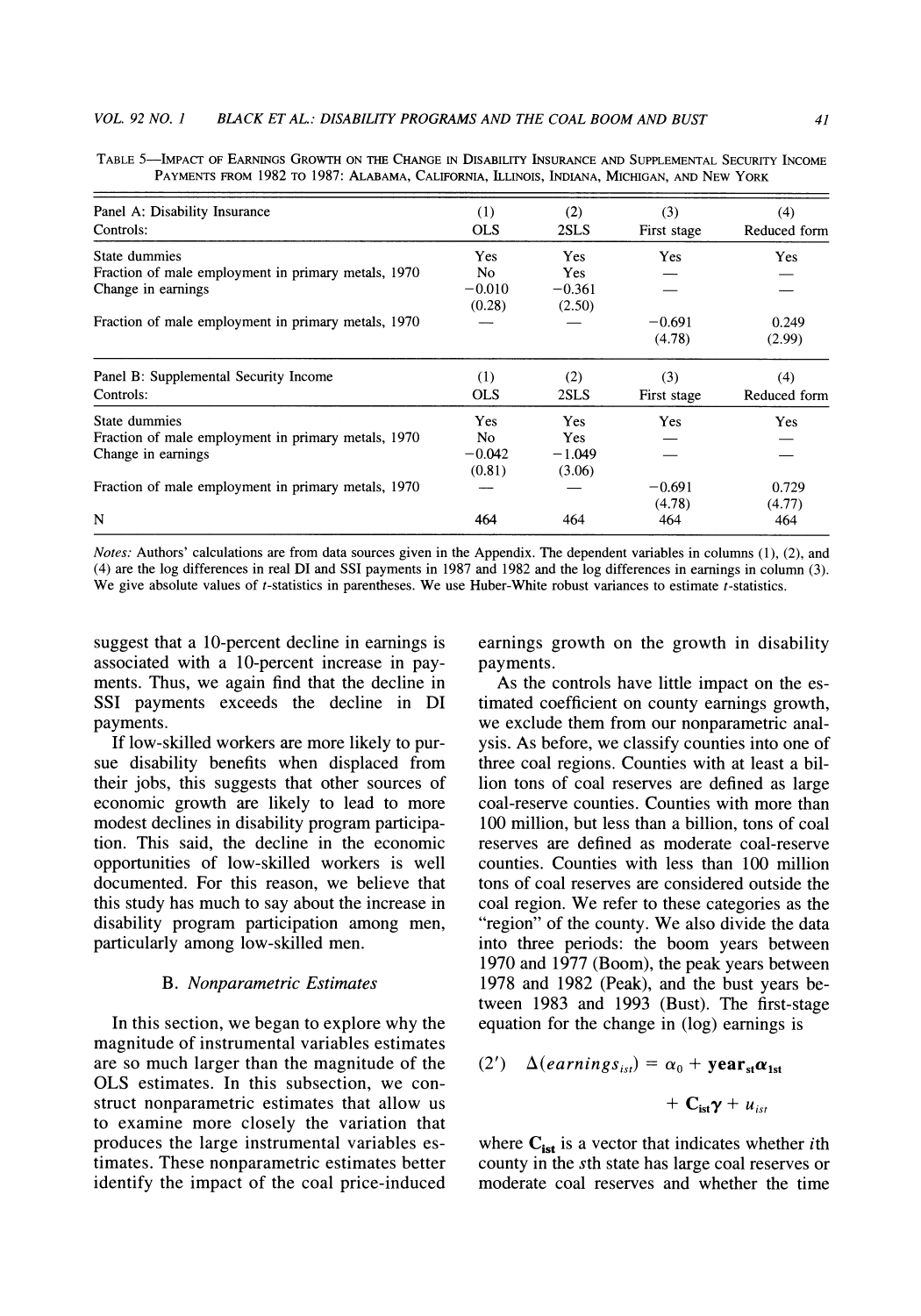TABLE 5—IMPACT OF EARNINGS GROWTH ON THE CHANGE IN DISABILITY INSURANCE AND SUPPLEMENTAL SECURITY INCOME PAYMENTS FROM 1982 TO 1987: ALABAMA, CALIFORNIA, ILLINOIS, INDIANA, MICHIGAN, AND NEW YORK

| Panel A: Disability Insurance | (1) | (2) | (3) | (4) |
|---|---|---|---|---|
| Controls: | OLS | 2SLS | First stage | Reduced form |
| State dummies | Yes | Yes | Yes | Yes |
| Fraction of male employment in primary metals, 1970 | No | Yes | — | — |
| Change in earnings | −0.010 | −0.361 | — | — |
| | (0.28) | (2.50) | | |
| Fraction of male employment in primary metals, 1970 | — | — | −0.691 | 0.249 |
| | | | (4.78) | (2.99) |
| **Panel B: Supplemental Security Income** | (1) | (2) | (3) | (4) |
| Controls: | OLS | 2SLS | First stage | Reduced form |
| State dummies | Yes | Yes | Yes | Yes |
| Fraction of male employment in primary metals, 1970 | No | Yes | — | — |
| Change in earnings | −0.042 | −1.049 | — | — |
| | (0.81) | (3.06) | | |
| Fraction of male employment in primary metals, 1970 | — | — | −0.691 | 0.729 |
| | | | (4.78) | (4.77) |
| N | 464 | 464 | 464 | 464 |

*Notes:* Authors' calculations are from data sources given in the Appendix. The dependent variables in columns (1), (2), and (4) are the log differences in real DI and SSI payments in 1987 and 1982 and the log differences in earnings in column (3). We give absolute values of *t*-statistics in parentheses. We use Huber-White robust variances to estimate *t*-statistics.

suggest that a 10-percent decline in earnings is associated with a 10-percent increase in payments. Thus, we again find that the decline in SSI payments exceeds the decline in DI payments.

If low-skilled workers are more likely to pursue disability benefits when displaced from their jobs, this suggests that other sources of economic growth are likely to lead to more modest declines in disability program participation. This said, the decline in the economic opportunities of low-skilled workers is well documented. For this reason, we believe that this study has much to say about the increase in disability program participation among men, particularly among low-skilled men.

### B. Nonparametric Estimates

In this section, we began to explore why the magnitude of instrumental variables estimates are so much larger than the magnitude of the OLS estimates. In this subsection, we construct nonparametric estimates that allow us to examine more closely the variation that produces the large instrumental variables estimates. These nonparametric estimates better identify the impact of the coal price-induced earnings growth on the growth in disability payments.

As the controls have little impact on the estimated coefficient on county earnings growth, we exclude them from our nonparametric analysis. As before, we classify counties into one of three coal regions. Counties with at least a billion tons of coal reserves are defined as large coal-reserve counties. Counties with more than 100 million, but less than a billion, tons of coal reserves are defined as moderate coal-reserve counties. Counties with less than 100 million tons of coal reserves are considered outside the coal region. We refer to these categories as the "region" of the county. We also divide the data into three periods: the boom years between 1970 and 1977 (Boom), the peak years between 1978 and 1982 (Peak), and the bust years between 1983 and 1993 (Bust). The first-stage equation for the change in (log) earnings is

$$(2') \quad \Delta(earnings_{ist}) = \alpha_0 + \mathbf{year}_{st}\boldsymbol{\alpha}_{1st} + \mathbf{C}_{ist}\boldsymbol{\gamma} + u_{ist}$$

where $\mathbf{C}_{ist}$ is a vector that indicates whether $i$th county in the $s$th state has large coal reserves or moderate coal reserves and whether the time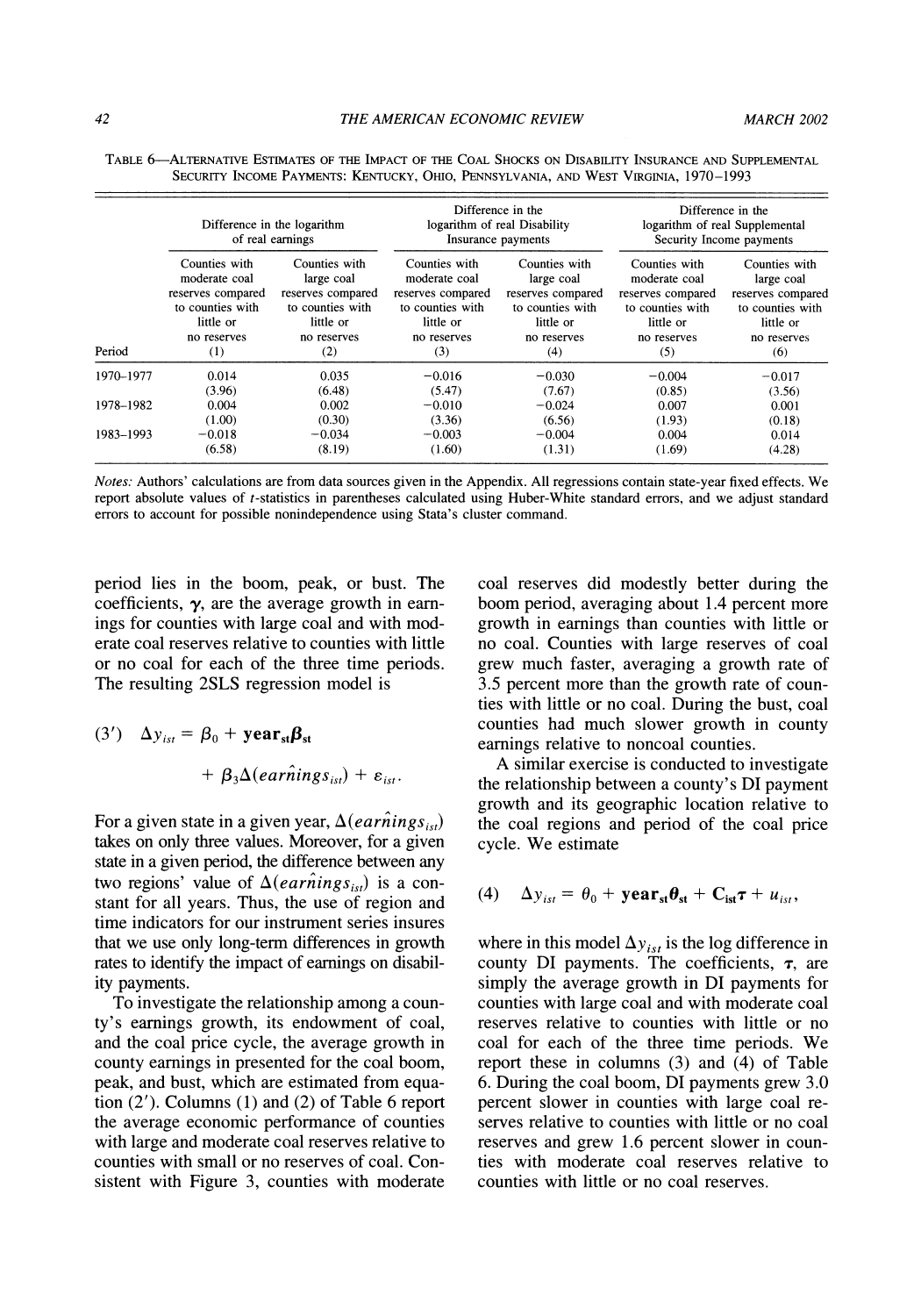TABLE 6—ALTERNATIVE ESTIMATES OF THE IMPACT OF THE COAL SHOCKS ON DISABILITY INSURANCE AND SUPPLEMENTAL SECURITY INCOME PAYMENTS: KENTUCKY, OHIO, PENNSYLVANIA, AND WEST VIRGINIA, 1970–1993

| | Difference in the logarithm of real earnings | | Difference in the logarithm of real Disability Insurance payments | | Difference in the logarithm of real Supplemental Security Income payments | |
|---|---|---|---|---|---|---|
| Period | Counties with moderate coal reserves compared to counties with little or no reserves (1) | Counties with large coal reserves compared to counties with little or no reserves (2) | Counties with moderate coal reserves compared to counties with little or no reserves (3) | Counties with large coal reserves compared to counties with little or no reserves (4) | Counties with moderate coal reserves compared to counties with little or no reserves (5) | Counties with large coal reserves compared to counties with little or no reserves (6) |
| 1970–1977 | 0.014 | 0.035 | −0.016 | −0.030 | −0.004 | −0.017 |
| | (3.96) | (6.48) | (5.47) | (7.67) | (0.85) | (3.56) |
| 1978–1982 | 0.004 | 0.002 | −0.010 | −0.024 | 0.007 | 0.001 |
| | (1.00) | (0.30) | (3.36) | (6.56) | (1.93) | (0.18) |
| 1983–1993 | −0.018 | −0.034 | −0.003 | −0.004 | 0.004 | 0.014 |
| | (6.58) | (8.19) | (1.60) | (1.31) | (1.69) | (4.28) |

*Notes:* Authors' calculations are from data sources given in the Appendix. All regressions contain state-year fixed effects. We report absolute values of *t*-statistics in parentheses calculated using Huber-White standard errors, and we adjust standard errors to account for possible nonindependence using Stata's cluster command.

period lies in the boom, peak, or bust. The coefficients, $\gamma$, are the average growth in earnings for counties with large coal and with moderate coal reserves relative to counties with little or no coal for each of the three time periods. The resulting 2SLS regression model is

$$(3') \quad \Delta y_{ist} = \beta_0 + \mathbf{year_{st}}\boldsymbol{\beta}_{\mathbf{st}} + \beta_3 \Delta(\widehat{earnings}_{ist}) + \varepsilon_{ist}.$$

For a given state in a given year, $\Delta(\widehat{earnings}_{ist})$ takes on only three values. Moreover, for a given state in a given period, the difference between any two regions' value of $\Delta(\widehat{earnings}_{ist})$ is a constant for all years. Thus, the use of region and time indicators for our instrument series insures that we use only long-term differences in growth rates to identify the impact of earnings on disability payments.

To investigate the relationship among a county's earnings growth, its endowment of coal, and the coal price cycle, the average growth in county earnings in presented for the coal boom, peak, and bust, which are estimated from equation (2'). Columns (1) and (2) of Table 6 report the average economic performance of counties with large and moderate coal reserves relative to counties with small or no reserves of coal. Consistent with Figure 3, counties with moderate coal reserves did modestly better during the boom period, averaging about 1.4 percent more growth in earnings than counties with little or no coal. Counties with large reserves of coal grew much faster, averaging a growth rate of 3.5 percent more than the growth rate of counties with little or no coal. During the bust, coal counties had much slower growth in county earnings relative to noncoal counties.

A similar exercise is conducted to investigate the relationship between a county's DI payment growth and its geographic location relative to the coal regions and period of the coal price cycle. We estimate

$$(4) \quad \Delta y_{ist} = \theta_0 + \mathbf{year_{st}}\boldsymbol{\theta}_{\mathbf{st}} + \mathbf{C_{ist}}\boldsymbol{\tau} + u_{ist},$$

where in this model $\Delta y_{ist}$ is the log difference in county DI payments. The coefficients, $\boldsymbol{\tau}$, are simply the average growth in DI payments for counties with large coal and with moderate coal reserves relative to counties with little or no coal for each of the three time periods. We report these in columns (3) and (4) of Table 6. During the coal boom, DI payments grew 3.0 percent slower in counties with large coal reserves relative to counties with little or no coal reserves and grew 1.6 percent slower in counties with moderate coal reserves relative to counties with little or no coal reserves.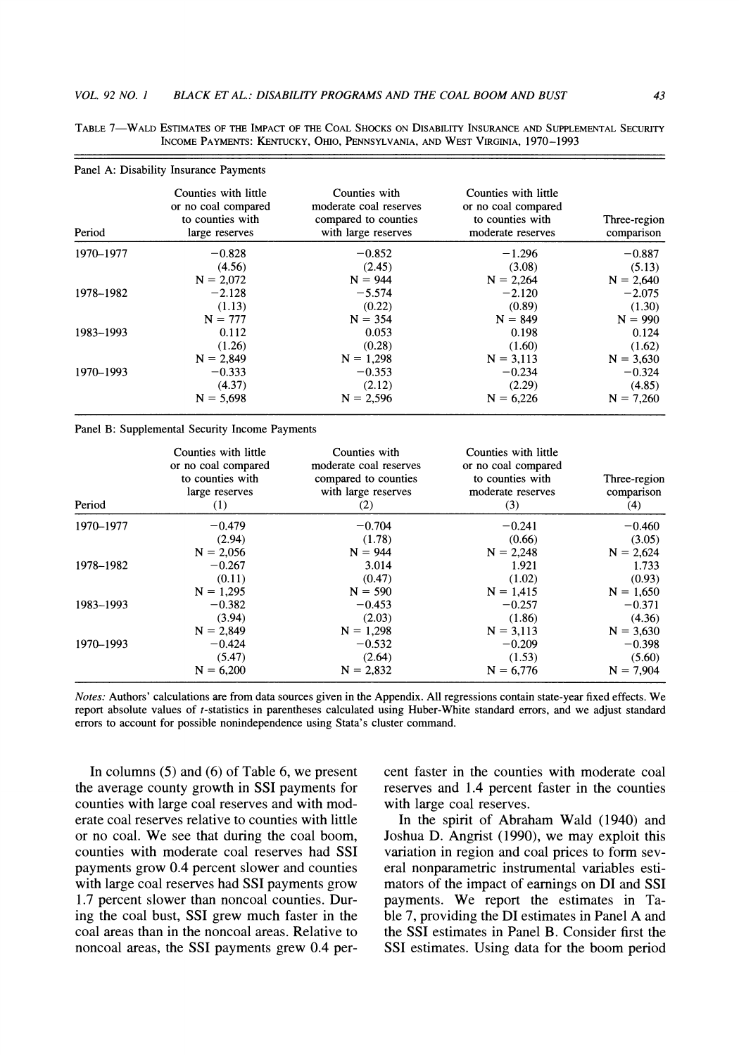TABLE 7—WALD ESTIMATES OF THE IMPACT OF THE COAL SHOCKS ON DISABILITY INSURANCE AND SUPPLEMENTAL SECURITY INCOME PAYMENTS: KENTUCKY, OHIO, PENNSYLVANIA, AND WEST VIRGINIA, 1970–1993

Panel A: Disability Insurance Payments

| Period | Counties with little or no coal compared to counties with large reserves | Counties with moderate coal reserves compared to counties with large reserves | Counties with little or no coal compared to counties with moderate reserves | Three-region comparison |
|---|---|---|---|---|
| 1970–1977 | −0.828 | −0.852 | −1.296 | −0.887 |
| | (4.56) | (2.45) | (3.08) | (5.13) |
| | N = 2,072 | N = 944 | N = 2,264 | N = 2,640 |
| 1978–1982 | −2.128 | −5.574 | −2.120 | −2.075 |
| | (1.13) | (0.22) | (0.89) | (1.30) |
| | N = 777 | N = 354 | N = 849 | N = 990 |
| 1983–1993 | 0.112 | 0.053 | 0.198 | 0.124 |
| | (1.26) | (0.28) | (1.60) | (1.62) |
| | N = 2,849 | N = 1,298 | N = 3,113 | N = 3,630 |
| 1970–1993 | −0.333 | −0.353 | −0.234 | −0.324 |
| | (4.37) | (2.12) | (2.29) | (4.85) |
| | N = 5,698 | N = 2,596 | N = 6,226 | N = 7,260 |

Panel B: Supplemental Security Income Payments

| Period | Counties with little or no coal compared to counties with large reserves (1) | Counties with moderate coal reserves compared to counties with large reserves (2) | Counties with little or no coal compared to counties with moderate reserves (3) | Three-region comparison (4) |
|---|---|---|---|---|
| 1970–1977 | −0.479 | −0.704 | −0.241 | −0.460 |
| | (2.94) | (1.78) | (0.66) | (3.05) |
| | N = 2,056 | N = 944 | N = 2,248 | N = 2,624 |
| 1978–1982 | −0.267 | 3.014 | 1.921 | 1.733 |
| | (0.11) | (0.47) | (1.02) | (0.93) |
| | N = 1,295 | N = 590 | N = 1,415 | N = 1,650 |
| 1983–1993 | −0.382 | −0.453 | −0.257 | −0.371 |
| | (3.94) | (2.03) | (1.86) | (4.36) |
| | N = 2,849 | N = 1,298 | N = 3,113 | N = 3,630 |
| 1970–1993 | −0.424 | −0.532 | −0.209 | −0.398 |
| | (5.47) | (2.64) | (1.53) | (5.60) |
| | N = 6,200 | N = 2,832 | N = 6,776 | N = 7,904 |

*Notes:* Authors' calculations are from data sources given in the Appendix. All regressions contain state-year fixed effects. We report absolute values of $t$-statistics in parentheses calculated using Huber-White standard errors, and we adjust standard errors to account for possible nonindependence using Stata's cluster command.

In columns (5) and (6) of Table 6, we present the average county growth in SSI payments for counties with large coal reserves and with moderate coal reserves relative to counties with little or no coal. We see that during the coal boom, counties with moderate coal reserves had SSI payments grow 0.4 percent slower and counties with large coal reserves had SSI payments grow 1.7 percent slower than noncoal counties. During the coal bust, SSI grew much faster in the coal areas than in the noncoal areas. Relative to noncoal areas, the SSI payments grew 0.4 percent faster in the counties with moderate coal reserves and 1.4 percent faster in the counties with large coal reserves.

In the spirit of Abraham Wald (1940) and Joshua D. Angrist (1990), we may exploit this variation in region and coal prices to form several nonparametric instrumental variables estimators of the impact of earnings on DI and SSI payments. We report the estimates in Table 7, providing the DI estimates in Panel A and the SSI estimates in Panel B. Consider first the SSI estimates. Using data for the boom period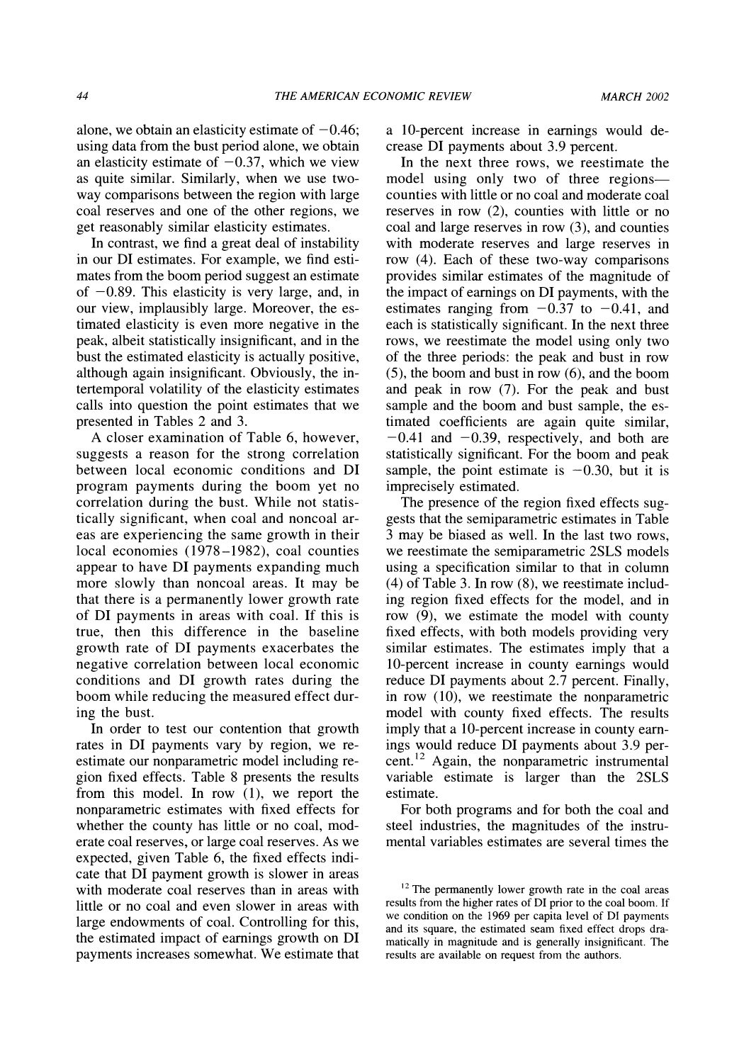alone, we obtain an elasticity estimate of −0.46; using data from the bust period alone, we obtain an elasticity estimate of −0.37, which we view as quite similar. Similarly, when we use two-way comparisons between the region with large coal reserves and one of the other regions, we get reasonably similar elasticity estimates.

In contrast, we find a great deal of instability in our DI estimates. For example, we find estimates from the boom period suggest an estimate of −0.89. This elasticity is very large, and, in our view, implausibly large. Moreover, the estimated elasticity is even more negative in the peak, albeit statistically insignificant, and in the bust the estimated elasticity is actually positive, although again insignificant. Obviously, the intertemporal volatility of the elasticity estimates calls into question the point estimates that we presented in Tables 2 and 3.

A closer examination of Table 6, however, suggests a reason for the strong correlation between local economic conditions and DI program payments during the boom yet no correlation during the bust. While not statistically significant, when coal and noncoal areas are experiencing the same growth in their local economies (1978–1982), coal counties appear to have DI payments expanding much more slowly than noncoal areas. It may be that there is a permanently lower growth rate of DI payments in areas with coal. If this is true, then this difference in the baseline growth rate of DI payments exacerbates the negative correlation between local economic conditions and DI growth rates during the boom while reducing the measured effect during the bust.

In order to test our contention that growth rates in DI payments vary by region, we reestimate our nonparametric model including region fixed effects. Table 8 presents the results from this model. In row (1), we report the nonparametric estimates with fixed effects for whether the county has little or no coal, moderate coal reserves, or large coal reserves. As we expected, given Table 6, the fixed effects indicate that DI payment growth is slower in areas with moderate coal reserves than in areas with little or no coal and even slower in areas with large endowments of coal. Controlling for this, the estimated impact of earnings growth on DI payments increases somewhat. We estimate that a 10-percent increase in earnings would decrease DI payments about 3.9 percent.

In the next three rows, we reestimate the model using only two of three regions—counties with little or no coal and moderate coal reserves in row (2), counties with little or no coal and large reserves in row (3), and counties with moderate reserves and large reserves in row (4). Each of these two-way comparisons provides similar estimates of the magnitude of the impact of earnings on DI payments, with the estimates ranging from −0.37 to −0.41, and each is statistically significant. In the next three rows, we reestimate the model using only two of the three periods: the peak and bust in row (5), the boom and bust in row (6), and the boom and peak in row (7). For the peak and bust sample and the boom and bust sample, the estimated coefficients are again quite similar, −0.41 and −0.39, respectively, and both are statistically significant. For the boom and peak sample, the point estimate is −0.30, but it is imprecisely estimated.

The presence of the region fixed effects suggests that the semiparametric estimates in Table 3 may be biased as well. In the last two rows, we reestimate the semiparametric 2SLS models using a specification similar to that in column (4) of Table 3. In row (8), we reestimate including region fixed effects for the model, and in row (9), we estimate the model with county fixed effects, with both models providing very similar estimates. The estimates imply that a 10-percent increase in county earnings would reduce DI payments about 2.7 percent. Finally, in row (10), we reestimate the nonparametric model with county fixed effects. The results imply that a 10-percent increase in county earnings would reduce DI payments about 3.9 percent.[12] Again, the nonparametric instrumental variable estimate is larger than the 2SLS estimate.

For both programs and for both the coal and steel industries, the magnitudes of the instrumental variables estimates are several times the

[12] The permanently lower growth rate in the coal areas results from the higher rates of DI prior to the coal boom. If we condition on the 1969 per capita level of DI payments and its square, the estimated seam fixed effect drops dramatically in magnitude and is generally insignificant. The results are available on request from the authors.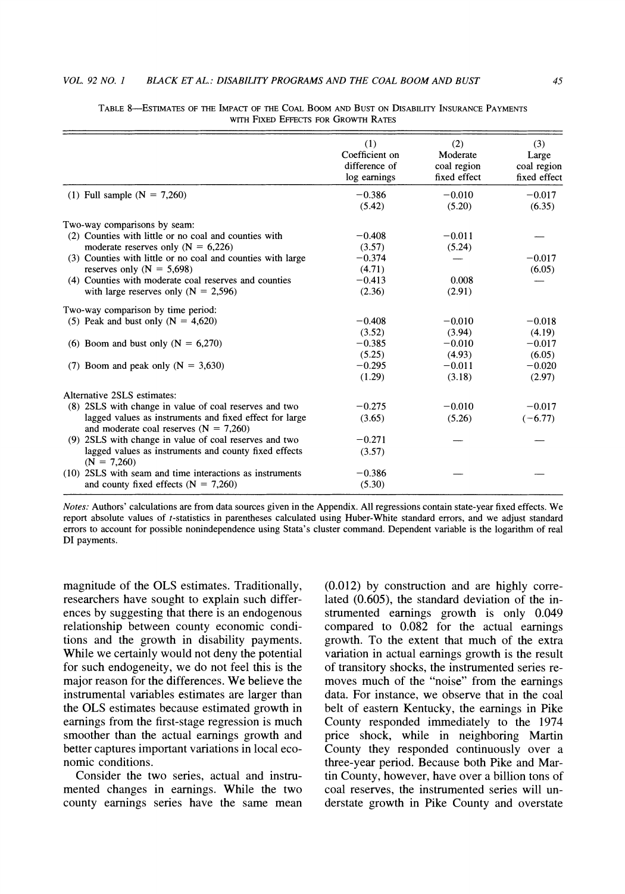Table 8—Estimates of the Impact of the Coal Boom and Bust on Disability Insurance Payments with Fixed Effects for Growth Rates

| | (1) Coefficient on difference of log earnings | (2) Moderate coal region fixed effect | (3) Large coal region fixed effect |
|---|---|---|---|
| (1) Full sample (N = 7,260) | −0.386 | −0.010 | −0.017 |
| | (5.42) | (5.20) | (6.35) |
| Two-way comparisons by seam: | | | |
| (2) Counties with little or no coal and counties with moderate reserves only (N = 6,226) | −0.408 | −0.011 | — |
| | (3.57) | (5.24) | |
| (3) Counties with little or no coal and counties with large reserves only (N = 5,698) | −0.374 | — | −0.017 |
| | (4.71) | | (6.05) |
| (4) Counties with moderate coal reserves and counties with large reserves only (N = 2,596) | −0.413 | 0.008 | — |
| | (2.36) | (2.91) | |
| Two-way comparison by time period: | | | |
| (5) Peak and bust only (N = 4,620) | −0.408 | −0.010 | −0.018 |
| | (3.52) | (3.94) | (4.19) |
| (6) Boom and bust only (N = 6,270) | −0.385 | −0.010 | −0.017 |
| | (5.25) | (4.93) | (6.05) |
| (7) Boom and peak only (N = 3,630) | −0.295 | −0.011 | −0.020 |
| | (1.29) | (3.18) | (2.97) |
| Alternative 2SLS estimates: | | | |
| (8) 2SLS with change in value of coal reserves and two lagged values as instruments and fixed effect for large and moderate coal reserves (N = 7,260) | −0.275 | −0.010 | −0.017 |
| | (3.65) | (5.26) | (−6.77) |
| (9) 2SLS with change in value of coal reserves and two lagged values as instruments and county fixed effects (N = 7,260) | −0.271 | — | — |
| | (3.57) | | |
| (10) 2SLS with seam and time interactions as instruments and county fixed effects (N = 7,260) | −0.386 | — | — |
| | (5.30) | | |

*Notes:* Authors' calculations are from data sources given in the Appendix. All regressions contain state-year fixed effects. We report absolute values of $t$-statistics in parentheses calculated using Huber-White standard errors, and we adjust standard errors to account for possible nonindependence using Stata's cluster command. Dependent variable is the logarithm of real DI payments.

magnitude of the OLS estimates. Traditionally, researchers have sought to explain such differences by suggesting that there is an endogenous relationship between county economic conditions and the growth in disability payments. While we certainly would not deny the potential for such endogeneity, we do not feel this is the major reason for the differences. We believe the instrumental variables estimates are larger than the OLS estimates because estimated growth in earnings from the first-stage regression is much smoother than the actual earnings growth and better captures important variations in local economic conditions.

Consider the two series, actual and instrumented changes in earnings. While the two county earnings series have the same mean (0.012) by construction and are highly correlated (0.605), the standard deviation of the instrumented earnings growth is only 0.049 compared to 0.082 for the actual earnings growth. To the extent that much of the extra variation in actual earnings growth is the result of transitory shocks, the instrumented series removes much of the "noise" from the earnings data. For instance, we observe that in the coal belt of eastern Kentucky, the earnings in Pike County responded immediately to the 1974 price shock, while in neighboring Martin County they responded continuously over a three-year period. Because both Pike and Martin County, however, have over a billion tons of coal reserves, the instrumented series will understate growth in Pike County and overstate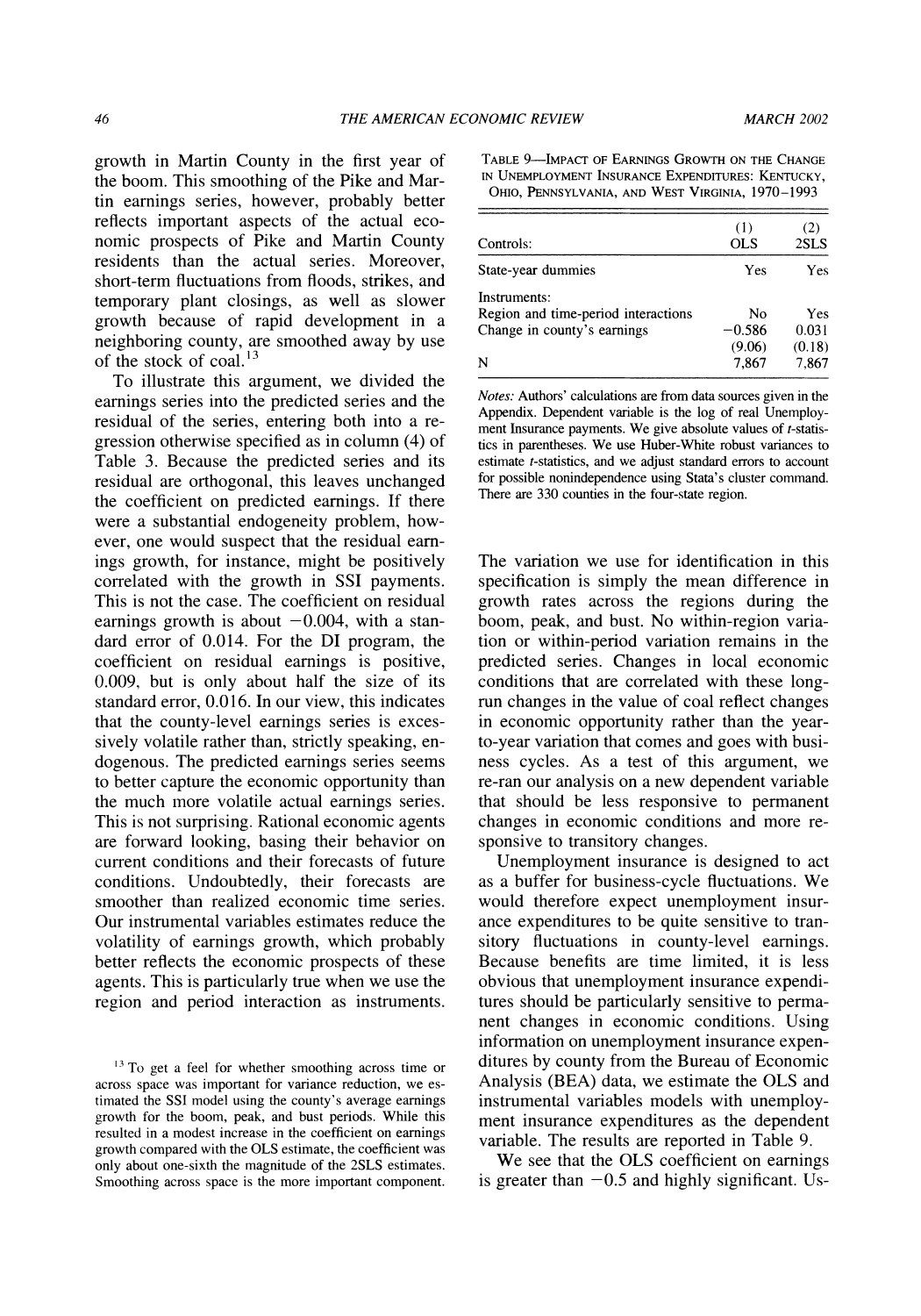growth in Martin County in the first year of the boom. This smoothing of the Pike and Martin earnings series, however, probably better reflects important aspects of the actual economic prospects of Pike and Martin County residents than the actual series. Moreover, short-term fluctuations from floods, strikes, and temporary plant closings, as well as slower growth because of rapid development in a neighboring county, are smoothed away by use of the stock of coal.[13]

To illustrate this argument, we divided the earnings series into the predicted series and the residual of the series, entering both into a regression otherwise specified as in column (4) of Table 3. Because the predicted series and its residual are orthogonal, this leaves unchanged the coefficient on predicted earnings. If there were a substantial endogeneity problem, however, one would suspect that the residual earnings growth, for instance, might be positively correlated with the growth in SSI payments. This is not the case. The coefficient on residual earnings growth is about −0.004, with a standard error of 0.014. For the DI program, the coefficient on residual earnings is positive, 0.009, but is only about half the size of its standard error, 0.016. In our view, this indicates that the county-level earnings series is excessively volatile rather than, strictly speaking, endogenous. The predicted earnings series seems to better capture the economic opportunity than the much more volatile actual earnings series. This is not surprising. Rational economic agents are forward looking, basing their behavior on current conditions and their forecasts of future conditions. Undoubtedly, their forecasts are smoother than realized economic time series. Our instrumental variables estimates reduce the volatility of earnings growth, which probably better reflects the economic prospects of these agents. This is particularly true when we use the region and period interaction as instruments.

[13] To get a feel for whether smoothing across time or across space was important for variance reduction, we estimated the SSI model using the county's average earnings growth for the boom, peak, and bust periods. While this resulted in a modest increase in the coefficient on earnings growth compared with the OLS estimate, the coefficient was only about one-sixth the magnitude of the 2SLS estimates. Smoothing across space is the more important component.

TABLE 9—IMPACT OF EARNINGS GROWTH ON THE CHANGE IN UNEMPLOYMENT INSURANCE EXPENDITURES: KENTUCKY, OHIO, PENNSYLVANIA, AND WEST VIRGINIA, 1970–1993

| Controls: | (1) OLS | (2) 2SLS |
|---|---|---|
| State-year dummies | Yes | Yes |
| Instruments: | | |
| Region and time-period interactions | No | Yes |
| Change in county's earnings | −0.586 | 0.031 |
| | (9.06) | (0.18) |
| N | 7,867 | 7,867 |

*Notes:* Authors' calculations are from data sources given in the Appendix. Dependent variable is the log of real Unemployment Insurance payments. We give absolute values of *t*-statistics in parentheses. We use Huber-White robust variances to estimate *t*-statistics, and we adjust standard errors to account for possible nonindependence using Stata's cluster command. There are 330 counties in the four-state region.

The variation we use for identification in this specification is simply the mean difference in growth rates across the regions during the boom, peak, and bust. No within-region variation or within-period variation remains in the predicted series. Changes in local economic conditions that are correlated with these long-run changes in the value of coal reflect changes in economic opportunity rather than the year-to-year variation that comes and goes with business cycles. As a test of this argument, we re-ran our analysis on a new dependent variable that should be less responsive to permanent changes in economic conditions and more responsive to transitory changes.

Unemployment insurance is designed to act as a buffer for business-cycle fluctuations. We would therefore expect unemployment insurance expenditures to be quite sensitive to transitory fluctuations in county-level earnings. Because benefits are time limited, it is less obvious that unemployment insurance expenditures should be particularly sensitive to permanent changes in economic conditions. Using information on unemployment insurance expenditures by county from the Bureau of Economic Analysis (BEA) data, we estimate the OLS and instrumental variables models with unemployment insurance expenditures as the dependent variable. The results are reported in Table 9.

We see that the OLS coefficient on earnings is greater than −0.5 and highly significant. Us-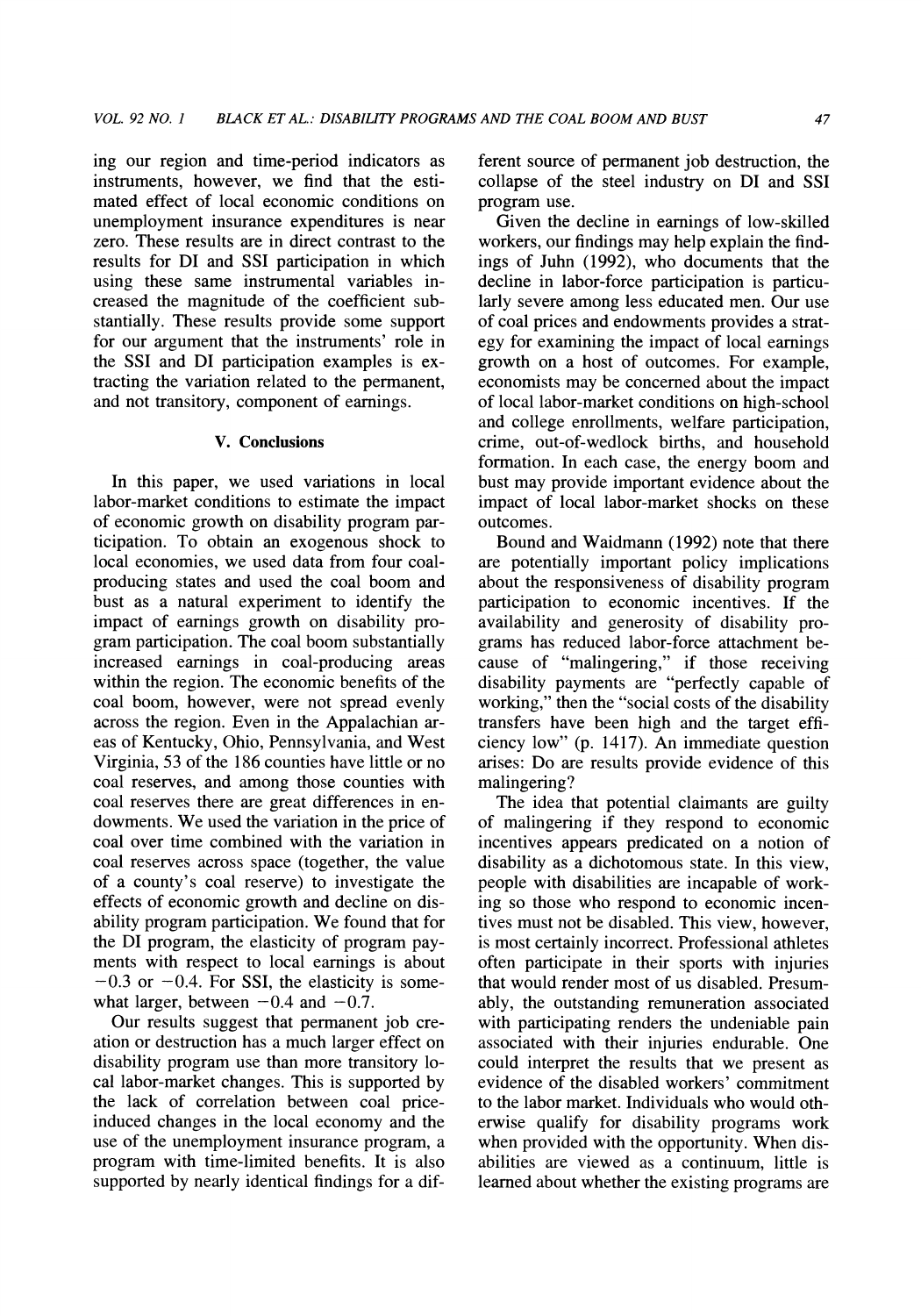ing our region and time-period indicators as instruments, however, we find that the estimated effect of local economic conditions on unemployment insurance expenditures is near zero. These results are in direct contrast to the results for DI and SSI participation in which using these same instrumental variables increased the magnitude of the coefficient substantially. These results provide some support for our argument that the instruments' role in the SSI and DI participation examples is extracting the variation related to the permanent, and not transitory, component of earnings.

## V. Conclusions

In this paper, we used variations in local labor-market conditions to estimate the impact of economic growth on disability program participation. To obtain an exogenous shock to local economies, we used data from four coal-producing states and used the coal boom and bust as a natural experiment to identify the impact of earnings growth on disability program participation. The coal boom substantially increased earnings in coal-producing areas within the region. The economic benefits of the coal boom, however, were not spread evenly across the region. Even in the Appalachian areas of Kentucky, Ohio, Pennsylvania, and West Virginia, 53 of the 186 counties have little or no coal reserves, and among those counties with coal reserves there are great differences in endowments. We used the variation in the price of coal over time combined with the variation in coal reserves across space (together, the value of a county's coal reserve) to investigate the effects of economic growth and decline on disability program participation. We found that for the DI program, the elasticity of program payments with respect to local earnings is about $-0.3$ or $-0.4$. For SSI, the elasticity is somewhat larger, between $-0.4$ and $-0.7$.

Our results suggest that permanent job creation or destruction has a much larger effect on disability program use than more transitory local labor-market changes. This is supported by the lack of correlation between coal price-induced changes in the local economy and the use of the unemployment insurance program, a program with time-limited benefits. It is also supported by nearly identical findings for a different source of permanent job destruction, the collapse of the steel industry on DI and SSI program use.

Given the decline in earnings of low-skilled workers, our findings may help explain the findings of Juhn (1992), who documents that the decline in labor-force participation is particularly severe among less educated men. Our use of coal prices and endowments provides a strategy for examining the impact of local earnings growth on a host of outcomes. For example, economists may be concerned about the impact of local labor-market conditions on high-school and college enrollments, welfare participation, crime, out-of-wedlock births, and household formation. In each case, the energy boom and bust may provide important evidence about the impact of local labor-market shocks on these outcomes.

Bound and Waidmann (1992) note that there are potentially important policy implications about the responsiveness of disability program participation to economic incentives. If the availability and generosity of disability programs has reduced labor-force attachment because of "malingering," if those receiving disability payments are "perfectly capable of working," then the "social costs of the disability transfers have been high and the target efficiency low" (p. 1417). An immediate question arises: Do are results provide evidence of this malingering?

The idea that potential claimants are guilty of malingering if they respond to economic incentives appears predicated on a notion of disability as a dichotomous state. In this view, people with disabilities are incapable of working so those who respond to economic incentives must not be disabled. This view, however, is most certainly incorrect. Professional athletes often participate in their sports with injuries that would render most of us disabled. Presumably, the outstanding remuneration associated with participating renders the undeniable pain associated with their injuries endurable. One could interpret the results that we present as evidence of the disabled workers' commitment to the labor market. Individuals who would otherwise qualify for disability programs work when provided with the opportunity. When disabilities are viewed as a continuum, little is learned about whether the existing programs are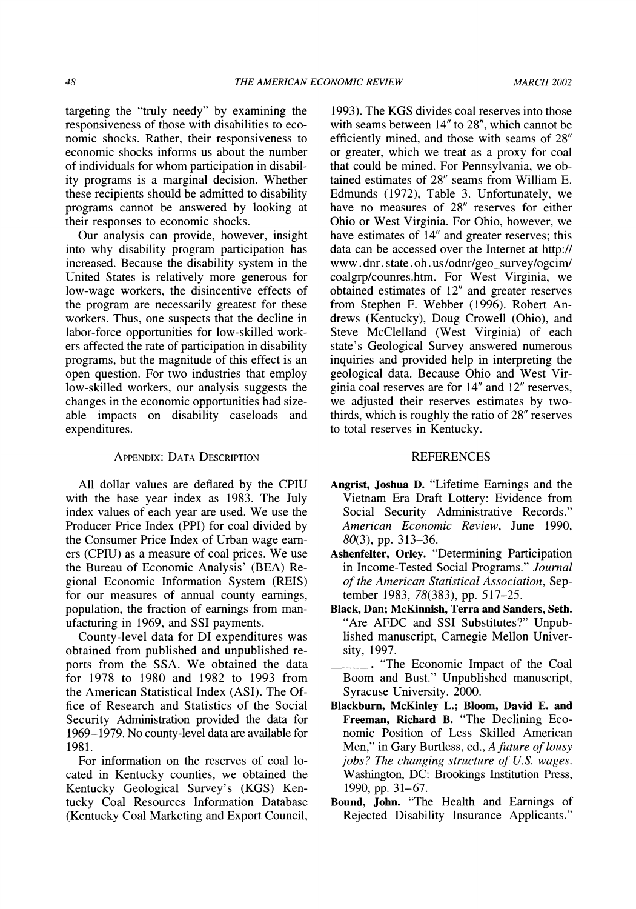targeting the "truly needy" by examining the responsiveness of those with disabilities to economic shocks. Rather, their responsiveness to economic shocks informs us about the number of individuals for whom participation in disability programs is a marginal decision. Whether these recipients should be admitted to disability programs cannot be answered by looking at their responses to economic shocks.

Our analysis can provide, however, insight into why disability program participation has increased. Because the disability system in the United States is relatively more generous for low-wage workers, the disincentive effects of the program are necessarily greatest for these workers. Thus, one suspects that the decline in labor-force opportunities for low-skilled workers affected the rate of participation in disability programs, but the magnitude of this effect is an open question. For two industries that employ low-skilled workers, our analysis suggests the changes in the economic opportunities had sizeable impacts on disability caseloads and expenditures.

## Appendix: Data Description

All dollar values are deflated by the CPIU with the base year index as 1983. The July index values of each year are used. We use the Producer Price Index (PPI) for coal divided by the Consumer Price Index of Urban wage earners (CPIU) as a measure of coal prices. We use the Bureau of Economic Analysis' (BEA) Regional Economic Information System (REIS) for our measures of annual county earnings, population, the fraction of earnings from manufacturing in 1969, and SSI payments.

County-level data for DI expenditures was obtained from published and unpublished reports from the SSA. We obtained the data for 1978 to 1980 and 1982 to 1993 from the American Statistical Index (ASI). The Office of Research and Statistics of the Social Security Administration provided the data for 1969–1979. No county-level data are available for 1981.

For information on the reserves of coal located in Kentucky counties, we obtained the Kentucky Geological Survey's (KGS) Kentucky Coal Resources Information Database (Kentucky Coal Marketing and Export Council, 1993). The KGS divides coal reserves into those with seams between 14″ to 28″, which cannot be efficiently mined, and those with seams of 28″ or greater, which we treat as a proxy for coal that could be mined. For Pennsylvania, we obtained estimates of 28″ seams from William E. Edmunds (1972), Table 3. Unfortunately, we have no measures of 28″ reserves for either Ohio or West Virginia. For Ohio, however, we have estimates of 14″ and greater reserves; this data can be accessed over the Internet at http://www.dnr.state.oh.us/odnr/geo_survey/ogcim/coalgrp/counres.htm. For West Virginia, we obtained estimates of 12″ and greater reserves from Stephen F. Webber (1996). Robert Andrews (Kentucky), Doug Crowell (Ohio), and Steve McClelland (West Virginia) of each state's Geological Survey answered numerous inquiries and provided help in interpreting the geological data. Because Ohio and West Virginia coal reserves are for 14″ and 12″ reserves, we adjusted their reserves estimates by two-thirds, which is roughly the ratio of 28″ reserves to total reserves in Kentucky.

## References

**Angrist, Joshua D.** "Lifetime Earnings and the Vietnam Era Draft Lottery: Evidence from Social Security Administrative Records." *American Economic Review*, June 1990, *80*(3), pp. 313–36.

**Ashenfelter, Orley.** "Determining Participation in Income-Tested Social Programs." *Journal of the American Statistical Association*, September 1983, *78*(383), pp. 517–25.

**Black, Dan; McKinnish, Terra and Sanders, Seth.** "Are AFDC and SSI Substitutes?" Unpublished manuscript, Carnegie Mellon University, 1997.

______. "The Economic Impact of the Coal Boom and Bust." Unpublished manuscript, Syracuse University. 2000.

**Blackburn, McKinley L.; Bloom, David E. and Freeman, Richard B.** "The Declining Economic Position of Less Skilled American Men," in Gary Burtless, ed., *A future of lousy jobs? The changing structure of U.S. wages.* Washington, DC: Brookings Institution Press, 1990, pp. 31–67.

**Bound, John.** "The Health and Earnings of Rejected Disability Insurance Applicants."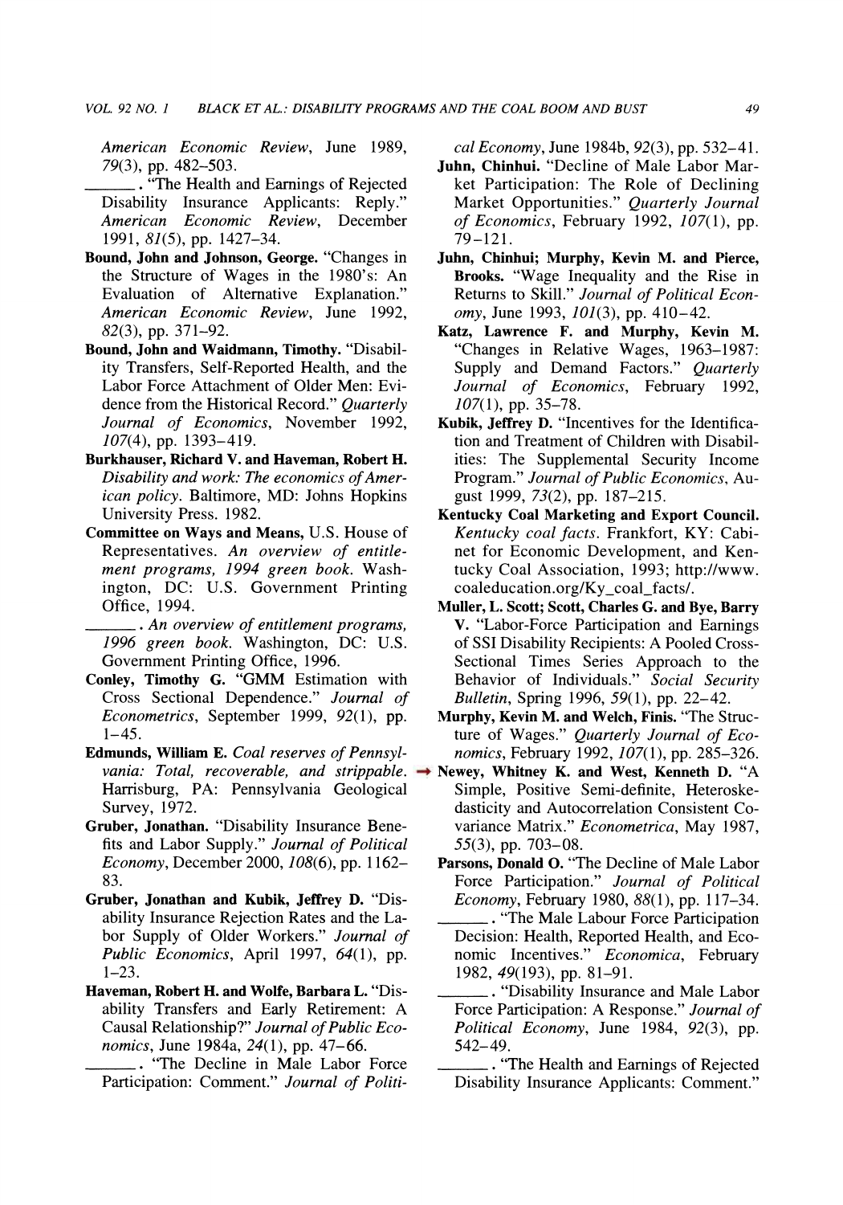American Economic Review, June 1989, *79*(3), pp. 482–503.

______. "The Health and Earnings of Rejected Disability Insurance Applicants: Reply." *American Economic Review*, December 1991, *81*(5), pp. 1427–34.

**Bound, John and Johnson, George.** "Changes in the Structure of Wages in the 1980's: An Evaluation of Alternative Explanation." *American Economic Review*, June 1992, *82*(3), pp. 371–92.

**Bound, John and Waidmann, Timothy.** "Disability Transfers, Self-Reported Health, and the Labor Force Attachment of Older Men: Evidence from the Historical Record." *Quarterly Journal of Economics*, November 1992, *107*(4), pp. 1393–419.

**Burkhauser, Richard V. and Haveman, Robert H.** *Disability and work: The economics of American policy*. Baltimore, MD: Johns Hopkins University Press. 1982.

**Committee on Ways and Means,** U.S. House of Representatives. *An overview of entitlement programs, 1994 green book*. Washington, DC: U.S. Government Printing Office, 1994.

______. *An overview of entitlement programs, 1996 green book*. Washington, DC: U.S. Government Printing Office, 1996.

**Conley, Timothy G.** "GMM Estimation with Cross Sectional Dependence." *Journal of Econometrics*, September 1999, *92*(1), pp. 1–45.

**Edmunds, William E.** *Coal reserves of Pennsylvania: Total, recoverable, and strippable*. Harrisburg, PA: Pennsylvania Geological Survey, 1972.

**Gruber, Jonathan.** "Disability Insurance Benefits and Labor Supply." *Journal of Political Economy*, December 2000, *108*(6), pp. 1162–83.

**Gruber, Jonathan and Kubik, Jeffrey D.** "Disability Insurance Rejection Rates and the Labor Supply of Older Workers." *Journal of Public Economics*, April 1997, *64*(1), pp. 1–23.

**Haveman, Robert H. and Wolfe, Barbara L.** "Disability Transfers and Early Retirement: A Causal Relationship?" *Journal of Public Economics*, June 1984a, *24*(1), pp. 47–66.

______. "The Decline in Male Labor Force Participation: Comment." *Journal of Political Economy*, June 1984b, *92*(3), pp. 532–41.

**Juhn, Chinhui.** "Decline of Male Labor Market Participation: The Role of Declining Market Opportunities." *Quarterly Journal of Economics*, February 1992, *107*(1), pp. 79–121.

**Juhn, Chinhui; Murphy, Kevin M. and Pierce, Brooks.** "Wage Inequality and the Rise in Returns to Skill." *Journal of Political Economy*, June 1993, *101*(3), pp. 410–42.

**Katz, Lawrence F. and Murphy, Kevin M.** "Changes in Relative Wages, 1963–1987: Supply and Demand Factors." *Quarterly Journal of Economics*, February 1992, *107*(1), pp. 35–78.

**Kubik, Jeffrey D.** "Incentives for the Identification and Treatment of Children with Disabilities: The Supplemental Security Income Program." *Journal of Public Economics*, August 1999, *73*(2), pp. 187–215.

**Kentucky Coal Marketing and Export Council.** *Kentucky coal facts*. Frankfort, KY: Cabinet for Economic Development, and Kentucky Coal Association, 1993; http://www.coaleducation.org/Ky_coal_facts/.

**Muller, L. Scott; Scott, Charles G. and Bye, Barry V.** "Labor-Force Participation and Earnings of SSI Disability Recipients: A Pooled Cross-Sectional Times Series Approach to the Behavior of Individuals." *Social Security Bulletin*, Spring 1996, *59*(1), pp. 22–42.

**Murphy, Kevin M. and Welch, Finis.** "The Structure of Wages." *Quarterly Journal of Economics*, February 1992, *107*(1), pp. 285–326.

**Newey, Whitney K. and West, Kenneth D.** "A Simple, Positive Semi-definite, Heteroskedasticity and Autocorrelation Consistent Covariance Matrix." *Econometrica*, May 1987, *55*(3), pp. 703–08.

**Parsons, Donald O.** "The Decline of Male Labor Force Participation." *Journal of Political Economy*, February 1980, *88*(1), pp. 117–34.

______. "The Male Labour Force Participation Decision: Health, Reported Health, and Economic Incentives." *Economica*, February 1982, *49*(193), pp. 81–91.

______. "Disability Insurance and Male Labor Force Participation: A Response." *Journal of Political Economy*, June 1984, *92*(3), pp. 542–49.

______. "The Health and Earnings of Rejected Disability Insurance Applicants: Comment."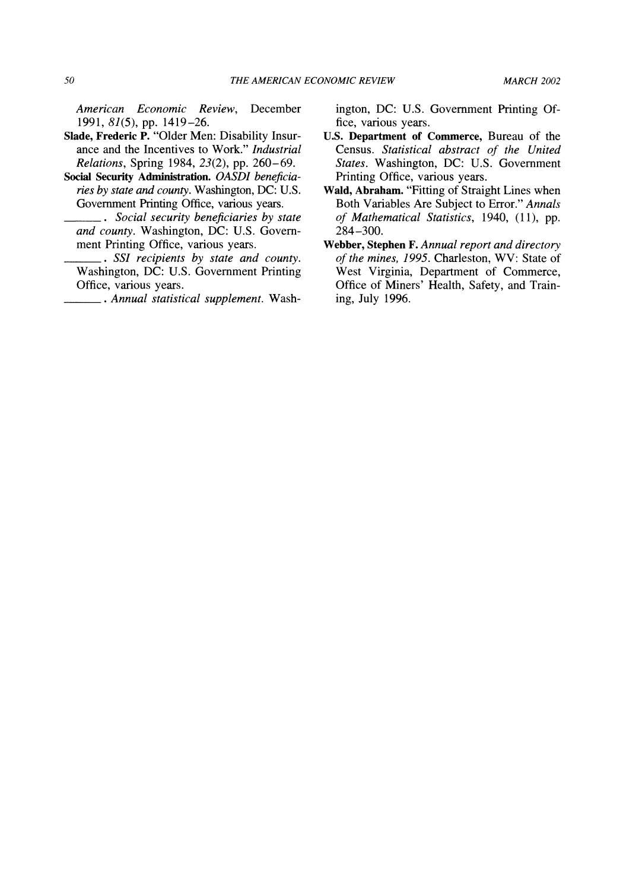*American Economic Review*, December 1991, *81*(5), pp. 1419–26.

**Slade, Frederic P.** "Older Men: Disability Insurance and the Incentives to Work." *Industrial Relations*, Spring 1984, *23*(2), pp. 260–69.

**Social Security Administration.** *OASDI beneficiaries by state and county*. Washington, DC: U.S. Government Printing Office, various years.

______. *Social security beneficiaries by state and county*. Washington, DC: U.S. Government Printing Office, various years.

______. *SSI recipients by state and county*. Washington, DC: U.S. Government Printing Office, various years.

______. *Annual statistical supplement*. Washington, DC: U.S. Government Printing Office, various years.

**U.S. Department of Commerce,** Bureau of the Census. *Statistical abstract of the United States*. Washington, DC: U.S. Government Printing Office, various years.

**Wald, Abraham.** "Fitting of Straight Lines when Both Variables Are Subject to Error." *Annals of Mathematical Statistics*, 1940, (11), pp. 284–300.

**Webber, Stephen F.** *Annual report and directory of the mines, 1995*. Charleston, WV: State of West Virginia, Department of Commerce, Office of Miners' Health, Safety, and Training, July 1996.